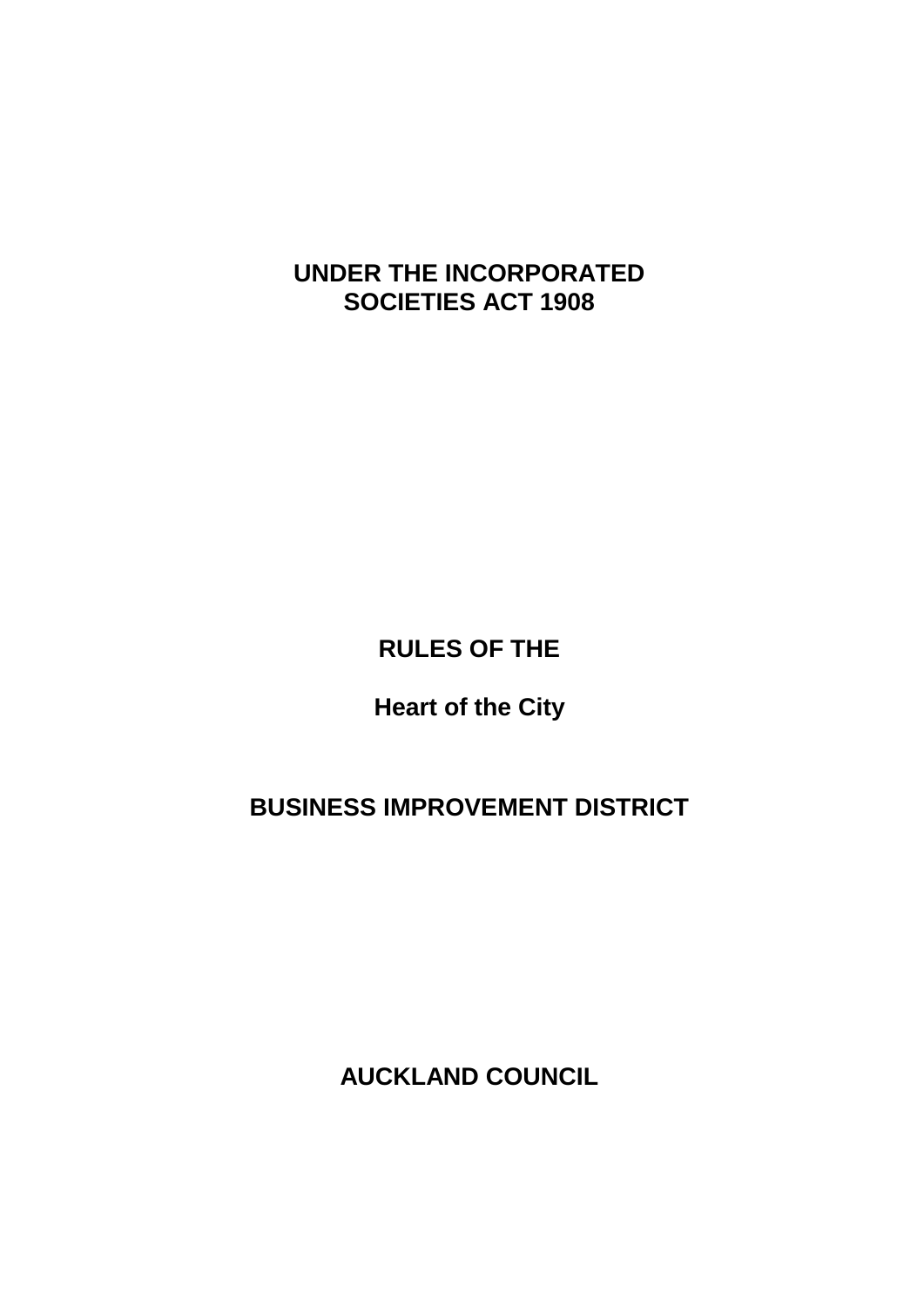**UNDER THE INCORPORATED SOCIETIES ACT 1908**

# RULES OF THE

# Heart of the City

# BUSINESS IMPROVEMENT DISTRICT

**AUCKLAND COUNCIL**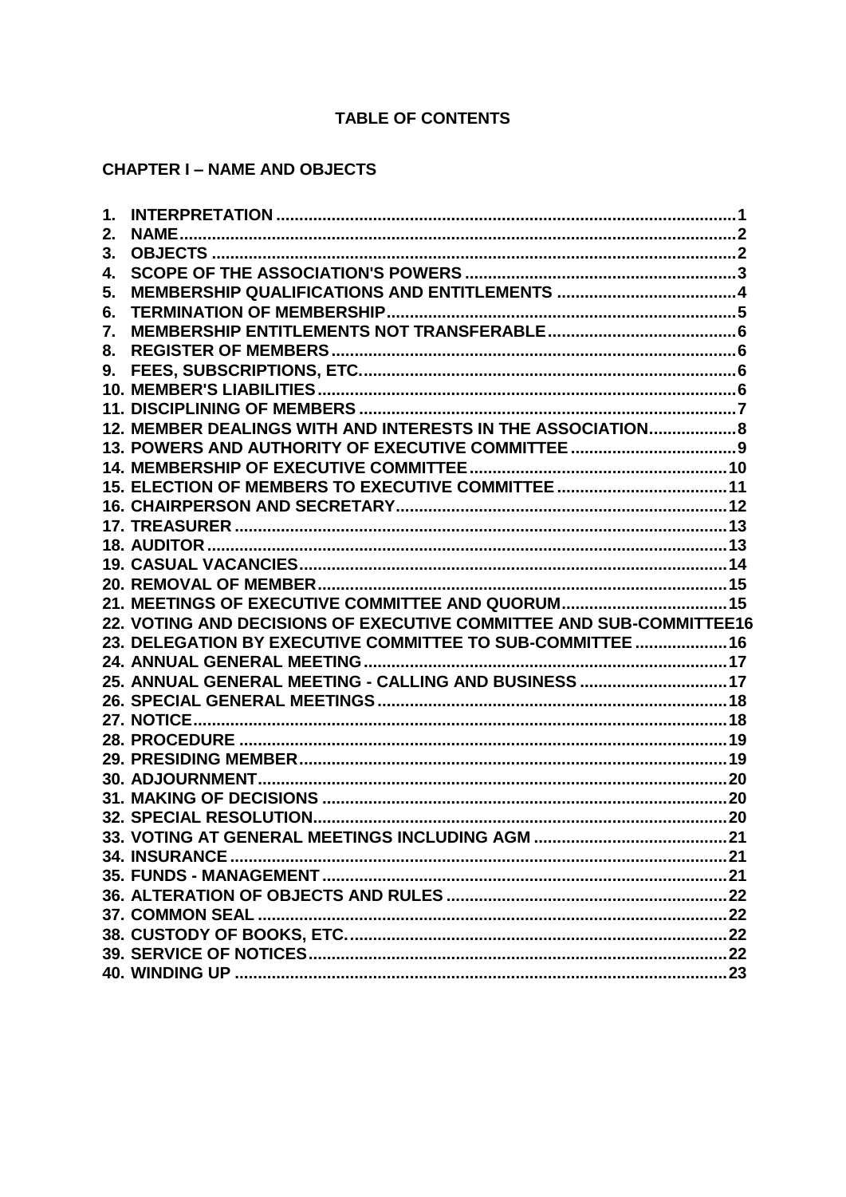## TABLE OF CONTENTS

### CHAPTER I – NAME AND OBJECTS

1. INTERPRETATION .......... 1
2. NAME .......... 2
3. OBJECTS .......... 2
4. SCOPE OF THE ASSOCIATION'S POWERS .......... 3
5. MEMBERSHIP QUALIFICATIONS AND ENTITLEMENTS .......... 4
6. TERMINATION OF MEMBERSHIP .......... 5
7. MEMBERSHIP ENTITLEMENTS NOT TRANSFERABLE .......... 6
8. REGISTER OF MEMBERS .......... 6
9. FEES, SUBSCRIPTIONS, ETC. .......... 6
10. MEMBER'S LIABILITIES .......... 6
11. DISCIPLINING OF MEMBERS .......... 7
12. MEMBER DEALINGS WITH AND INTERESTS IN THE ASSOCIATION .......... 8
13. POWERS AND AUTHORITY OF EXECUTIVE COMMITTEE .......... 9
14. MEMBERSHIP OF EXECUTIVE COMMITTEE .......... 10
15. ELECTION OF MEMBERS TO EXECUTIVE COMMITTEE .......... 11
16. CHAIRPERSON AND SECRETARY .......... 12
17. TREASURER .......... 13
18. AUDITOR .......... 13
19. CASUAL VACANCIES .......... 14
20. REMOVAL OF MEMBER .......... 15
21. MEETINGS OF EXECUTIVE COMMITTEE AND QUORUM .......... 15
22. VOTING AND DECISIONS OF EXECUTIVE COMMITTEE AND SUB-COMMITTEE .......... 16
23. DELEGATION BY EXECUTIVE COMMITTEE TO SUB-COMMITTEE .......... 16
24. ANNUAL GENERAL MEETING .......... 17
25. ANNUAL GENERAL MEETING - CALLING AND BUSINESS .......... 17
26. SPECIAL GENERAL MEETINGS .......... 18
27. NOTICE .......... 18
28. PROCEDURE .......... 19
29. PRESIDING MEMBER .......... 19
30. ADJOURNMENT .......... 20
31. MAKING OF DECISIONS .......... 20
32. SPECIAL RESOLUTION .......... 20
33. VOTING AT GENERAL MEETINGS INCLUDING AGM .......... 21
34. INSURANCE .......... 21
35. FUNDS - MANAGEMENT .......... 21
36. ALTERATION OF OBJECTS AND RULES .......... 22
37. COMMON SEAL .......... 22
38. CUSTODY OF BOOKS, ETC. .......... 22
39. SERVICE OF NOTICES .......... 22
40. WINDING UP .......... 23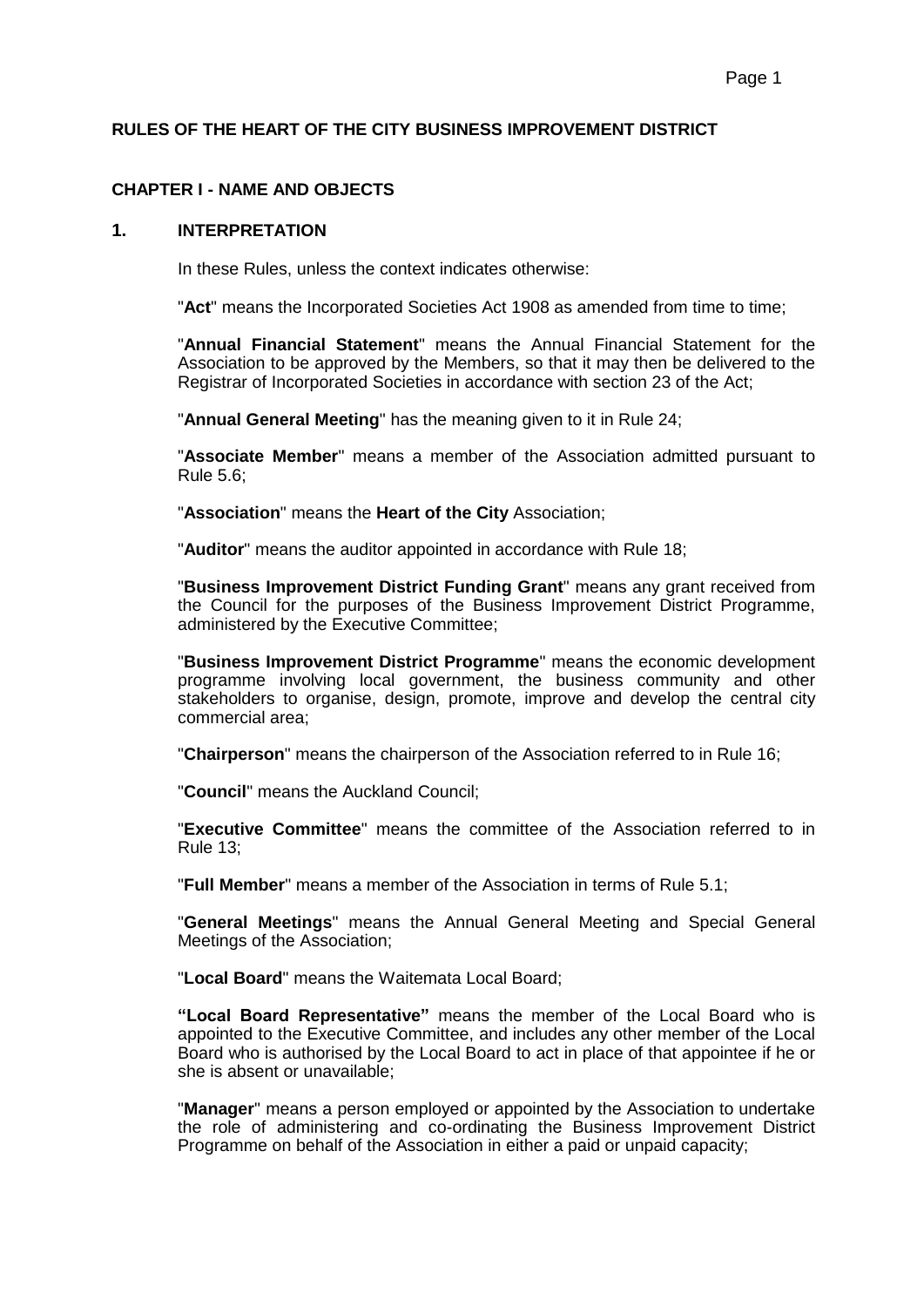## RULES OF THE HEART OF THE CITY BUSINESS IMPROVEMENT DISTRICT

### CHAPTER I - NAME AND OBJECTS

### 1. INTERPRETATION

In these Rules, unless the context indicates otherwise:

"**Act**" means the Incorporated Societies Act 1908 as amended from time to time;

"**Annual Financial Statement**" means the Annual Financial Statement for the Association to be approved by the Members, so that it may then be delivered to the Registrar of Incorporated Societies in accordance with section 23 of the Act;

"**Annual General Meeting**" has the meaning given to it in Rule 24;

"**Associate Member**" means a member of the Association admitted pursuant to Rule 5.6;

"**Association**" means the **Heart of the City** Association;

"**Auditor**" means the auditor appointed in accordance with Rule 18;

"**Business Improvement District Funding Grant**" means any grant received from the Council for the purposes of the Business Improvement District Programme, administered by the Executive Committee;

"**Business Improvement District Programme**" means the economic development programme involving local government, the business community and other stakeholders to organise, design, promote, improve and develop the central city commercial area;

"**Chairperson**" means the chairperson of the Association referred to in Rule 16;

"**Council**" means the Auckland Council;

"**Executive Committee**" means the committee of the Association referred to in Rule 13;

"**Full Member**" means a member of the Association in terms of Rule 5.1;

"**General Meetings**" means the Annual General Meeting and Special General Meetings of the Association;

"**Local Board**" means the Waitemata Local Board;

**"Local Board Representative"** means the member of the Local Board who is appointed to the Executive Committee, and includes any other member of the Local Board who is authorised by the Local Board to act in place of that appointee if he or she is absent or unavailable;

"**Manager**" means a person employed or appointed by the Association to undertake the role of administering and co-ordinating the Business Improvement District Programme on behalf of the Association in either a paid or unpaid capacity;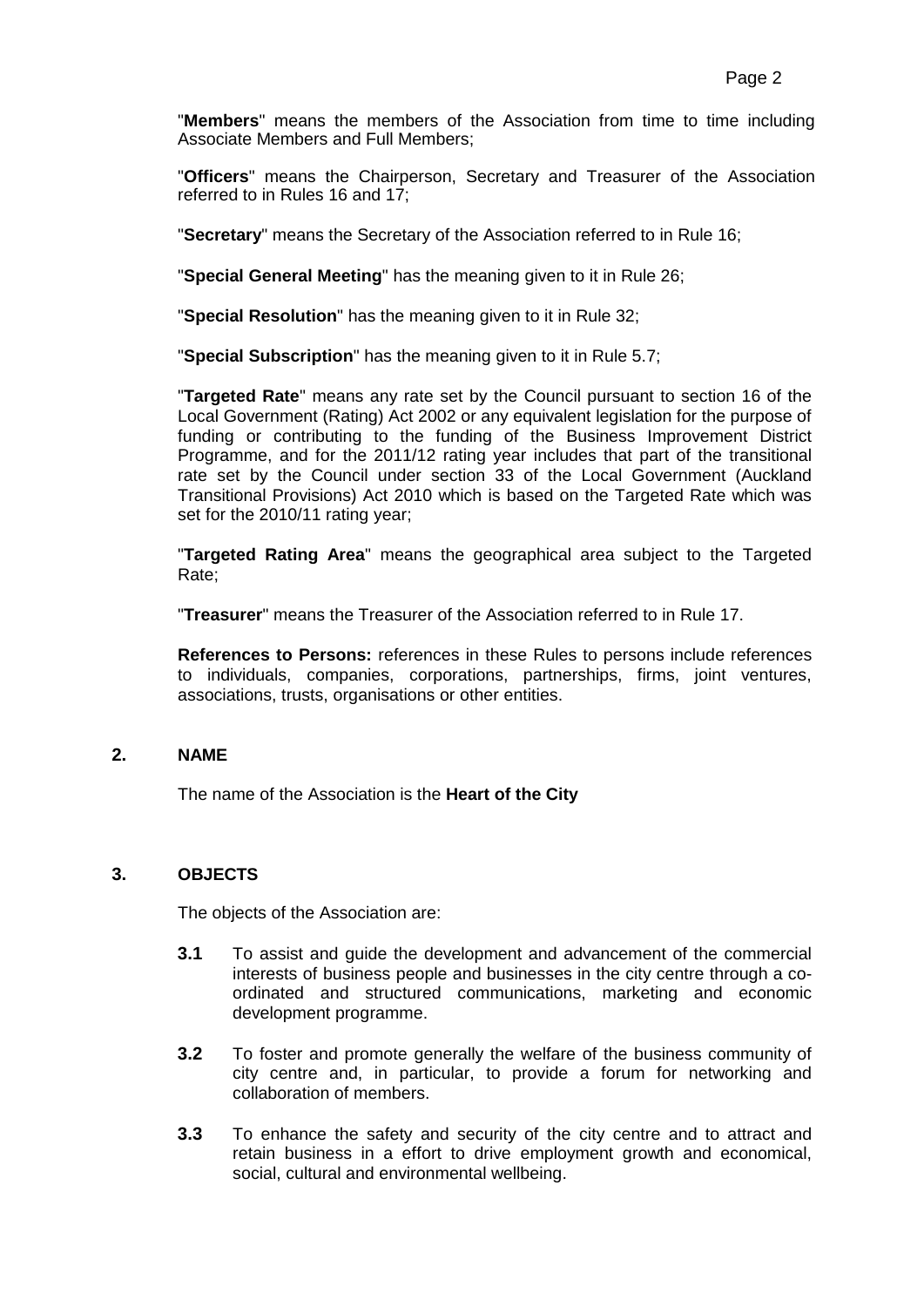"**Members**" means the members of the Association from time to time including Associate Members and Full Members;

"**Officers**" means the Chairperson, Secretary and Treasurer of the Association referred to in Rules 16 and 17;

"**Secretary**" means the Secretary of the Association referred to in Rule 16;

"**Special General Meeting**" has the meaning given to it in Rule 26;

"**Special Resolution**" has the meaning given to it in Rule 32;

"**Special Subscription**" has the meaning given to it in Rule 5.7;

"**Targeted Rate**" means any rate set by the Council pursuant to section 16 of the Local Government (Rating) Act 2002 or any equivalent legislation for the purpose of funding or contributing to the funding of the Business Improvement District Programme, and for the 2011/12 rating year includes that part of the transitional rate set by the Council under section 33 of the Local Government (Auckland Transitional Provisions) Act 2010 which is based on the Targeted Rate which was set for the 2010/11 rating year;

"**Targeted Rating Area**" means the geographical area subject to the Targeted Rate;

"**Treasurer**" means the Treasurer of the Association referred to in Rule 17.

**References to Persons:** references in these Rules to persons include references to individuals, companies, corporations, partnerships, firms, joint ventures, associations, trusts, organisations or other entities.

## 2. NAME

The name of the Association is the **Heart of the City**

## 3. OBJECTS

The objects of the Association are:

**3.1** To assist and guide the development and advancement of the commercial interests of business people and businesses in the city centre through a co-ordinated and structured communications, marketing and economic development programme.

**3.2** To foster and promote generally the welfare of the business community of city centre and, in particular, to provide a forum for networking and collaboration of members.

**3.3** To enhance the safety and security of the city centre and to attract and retain business in a effort to drive employment growth and economical, social, cultural and environmental wellbeing.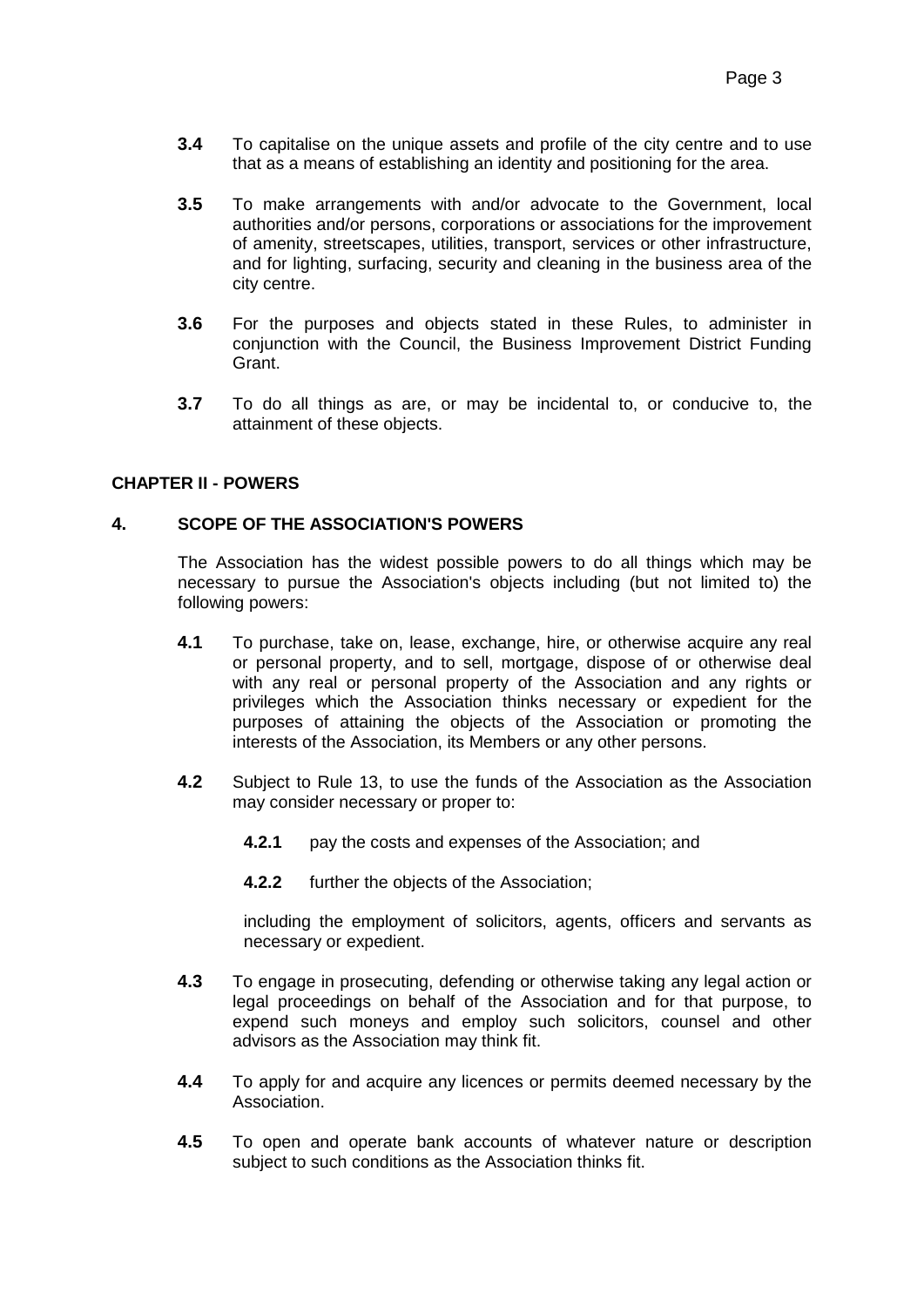**3.4** To capitalise on the unique assets and profile of the city centre and to use that as a means of establishing an identity and positioning for the area.

**3.5** To make arrangements with and/or advocate to the Government, local authorities and/or persons, corporations or associations for the improvement of amenity, streetscapes, utilities, transport, services or other infrastructure, and for lighting, surfacing, security and cleaning in the business area of the city centre.

**3.6** For the purposes and objects stated in these Rules, to administer in conjunction with the Council, the Business Improvement District Funding Grant.

**3.7** To do all things as are, or may be incidental to, or conducive to, the attainment of these objects.

## CHAPTER II - POWERS

### 4. SCOPE OF THE ASSOCIATION'S POWERS

The Association has the widest possible powers to do all things which may be necessary to pursue the Association's objects including (but not limited to) the following powers:

**4.1** To purchase, take on, lease, exchange, hire, or otherwise acquire any real or personal property, and to sell, mortgage, dispose of or otherwise deal with any real or personal property of the Association and any rights or privileges which the Association thinks necessary or expedient for the purposes of attaining the objects of the Association or promoting the interests of the Association, its Members or any other persons.

**4.2** Subject to Rule 13, to use the funds of the Association as the Association may consider necessary or proper to:

**4.2.1** pay the costs and expenses of the Association; and

**4.2.2** further the objects of the Association;

including the employment of solicitors, agents, officers and servants as necessary or expedient.

**4.3** To engage in prosecuting, defending or otherwise taking any legal action or legal proceedings on behalf of the Association and for that purpose, to expend such moneys and employ such solicitors, counsel and other advisors as the Association may think fit.

**4.4** To apply for and acquire any licences or permits deemed necessary by the Association.

**4.5** To open and operate bank accounts of whatever nature or description subject to such conditions as the Association thinks fit.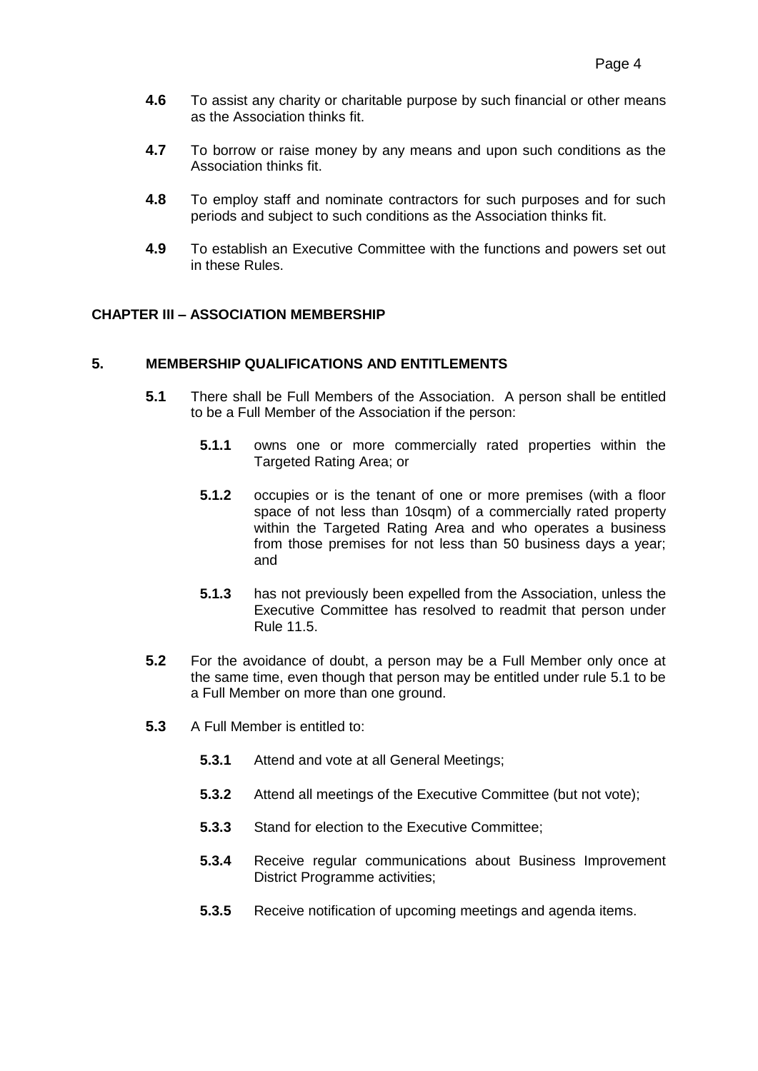**4.6** To assist any charity or charitable purpose by such financial or other means as the Association thinks fit.

**4.7** To borrow or raise money by any means and upon such conditions as the Association thinks fit.

**4.8** To employ staff and nominate contractors for such purposes and for such periods and subject to such conditions as the Association thinks fit.

**4.9** To establish an Executive Committee with the functions and powers set out in these Rules.

## CHAPTER III – ASSOCIATION MEMBERSHIP

### 5. MEMBERSHIP QUALIFICATIONS AND ENTITLEMENTS

**5.1** There shall be Full Members of the Association. A person shall be entitled to be a Full Member of the Association if the person:

- **5.1.1** owns one or more commercially rated properties within the Targeted Rating Area; or
- **5.1.2** occupies or is the tenant of one or more premises (with a floor space of not less than 10sqm) of a commercially rated property within the Targeted Rating Area and who operates a business from those premises for not less than 50 business days a year; and
- **5.1.3** has not previously been expelled from the Association, unless the Executive Committee has resolved to readmit that person under Rule 11.5.

**5.2** For the avoidance of doubt, a person may be a Full Member only once at the same time, even though that person may be entitled under rule 5.1 to be a Full Member on more than one ground.

**5.3** A Full Member is entitled to:

- **5.3.1** Attend and vote at all General Meetings;
- **5.3.2** Attend all meetings of the Executive Committee (but not vote);
- **5.3.3** Stand for election to the Executive Committee;
- **5.3.4** Receive regular communications about Business Improvement District Programme activities;
- **5.3.5** Receive notification of upcoming meetings and agenda items.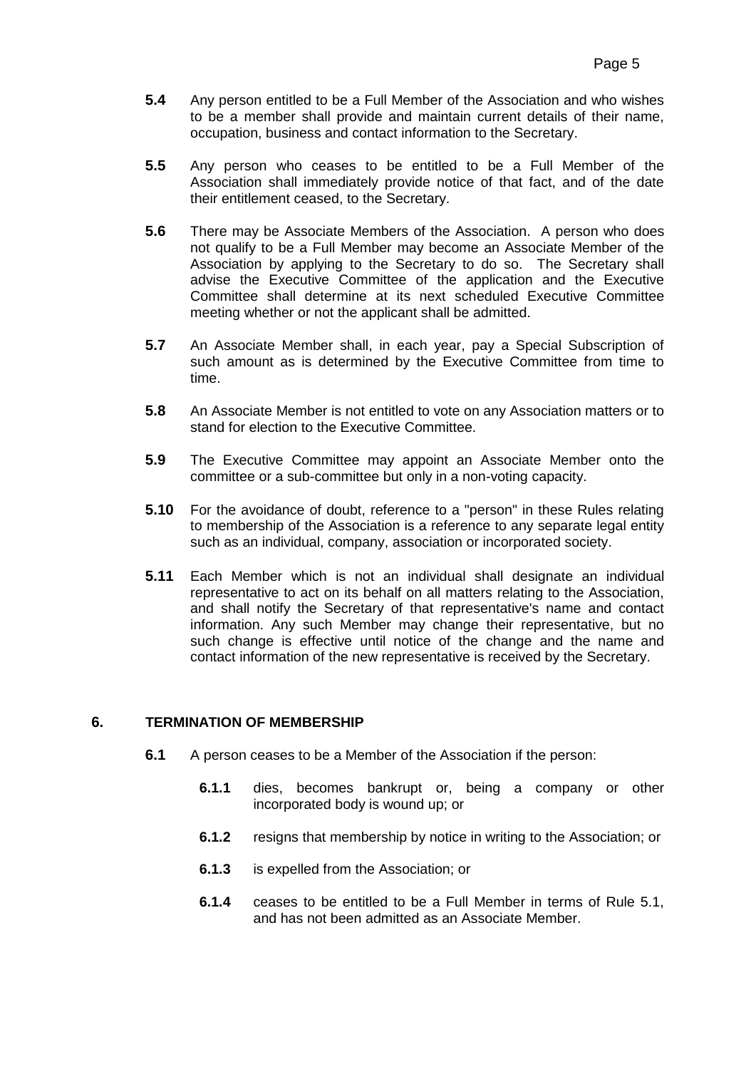**5.4** Any person entitled to be a Full Member of the Association and who wishes to be a member shall provide and maintain current details of their name, occupation, business and contact information to the Secretary.

**5.5** Any person who ceases to be entitled to be a Full Member of the Association shall immediately provide notice of that fact, and of the date their entitlement ceased, to the Secretary.

**5.6** There may be Associate Members of the Association. A person who does not qualify to be a Full Member may become an Associate Member of the Association by applying to the Secretary to do so. The Secretary shall advise the Executive Committee of the application and the Executive Committee shall determine at its next scheduled Executive Committee meeting whether or not the applicant shall be admitted.

**5.7** An Associate Member shall, in each year, pay a Special Subscription of such amount as is determined by the Executive Committee from time to time.

**5.8** An Associate Member is not entitled to vote on any Association matters or to stand for election to the Executive Committee.

**5.9** The Executive Committee may appoint an Associate Member onto the committee or a sub-committee but only in a non-voting capacity.

**5.10** For the avoidance of doubt, reference to a "person" in these Rules relating to membership of the Association is a reference to any separate legal entity such as an individual, company, association or incorporated society.

**5.11** Each Member which is not an individual shall designate an individual representative to act on its behalf on all matters relating to the Association, and shall notify the Secretary of that representative's name and contact information. Any such Member may change their representative, but no such change is effective until notice of the change and the name and contact information of the new representative is received by the Secretary.

## 6. TERMINATION OF MEMBERSHIP

**6.1** A person ceases to be a Member of the Association if the person:

**6.1.1** dies, becomes bankrupt or, being a company or other incorporated body is wound up; or

**6.1.2** resigns that membership by notice in writing to the Association; or

**6.1.3** is expelled from the Association; or

**6.1.4** ceases to be entitled to be a Full Member in terms of Rule 5.1, and has not been admitted as an Associate Member.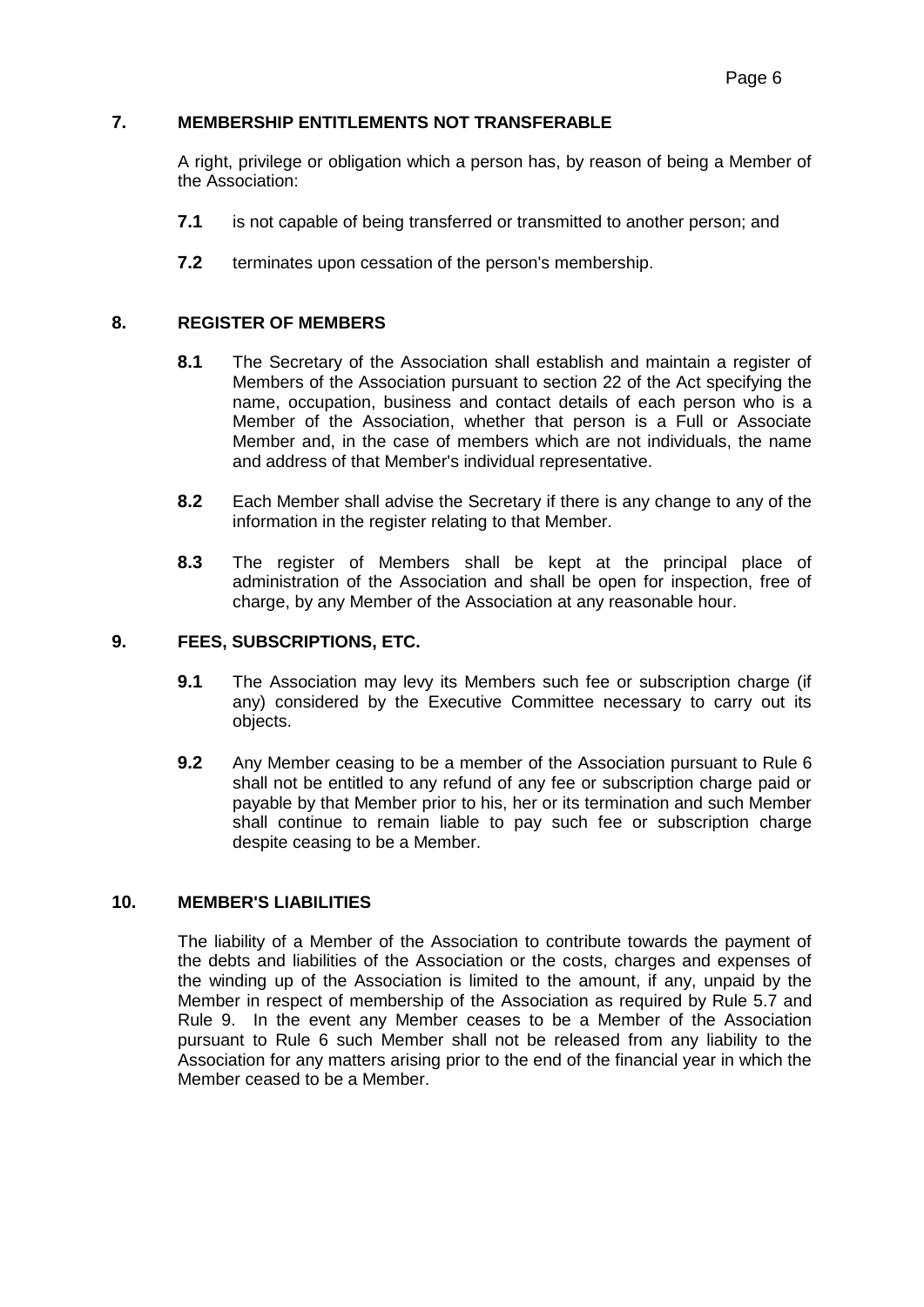## 7. MEMBERSHIP ENTITLEMENTS NOT TRANSFERABLE

A right, privilege or obligation which a person has, by reason of being a Member of the Association:

**7.1** is not capable of being transferred or transmitted to another person; and

**7.2** terminates upon cessation of the person's membership.

## 8. REGISTER OF MEMBERS

**8.1** The Secretary of the Association shall establish and maintain a register of Members of the Association pursuant to section 22 of the Act specifying the name, occupation, business and contact details of each person who is a Member of the Association, whether that person is a Full or Associate Member and, in the case of members which are not individuals, the name and address of that Member's individual representative.

**8.2** Each Member shall advise the Secretary if there is any change to any of the information in the register relating to that Member.

**8.3** The register of Members shall be kept at the principal place of administration of the Association and shall be open for inspection, free of charge, by any Member of the Association at any reasonable hour.

## 9. FEES, SUBSCRIPTIONS, ETC.

**9.1** The Association may levy its Members such fee or subscription charge (if any) considered by the Executive Committee necessary to carry out its objects.

**9.2** Any Member ceasing to be a member of the Association pursuant to Rule 6 shall not be entitled to any refund of any fee or subscription charge paid or payable by that Member prior to his, her or its termination and such Member shall continue to remain liable to pay such fee or subscription charge despite ceasing to be a Member.

## 10. MEMBER'S LIABILITIES

The liability of a Member of the Association to contribute towards the payment of the debts and liabilities of the Association or the costs, charges and expenses of the winding up of the Association is limited to the amount, if any, unpaid by the Member in respect of membership of the Association as required by Rule 5.7 and Rule 9. In the event any Member ceases to be a Member of the Association pursuant to Rule 6 such Member shall not be released from any liability to the Association for any matters arising prior to the end of the financial year in which the Member ceased to be a Member.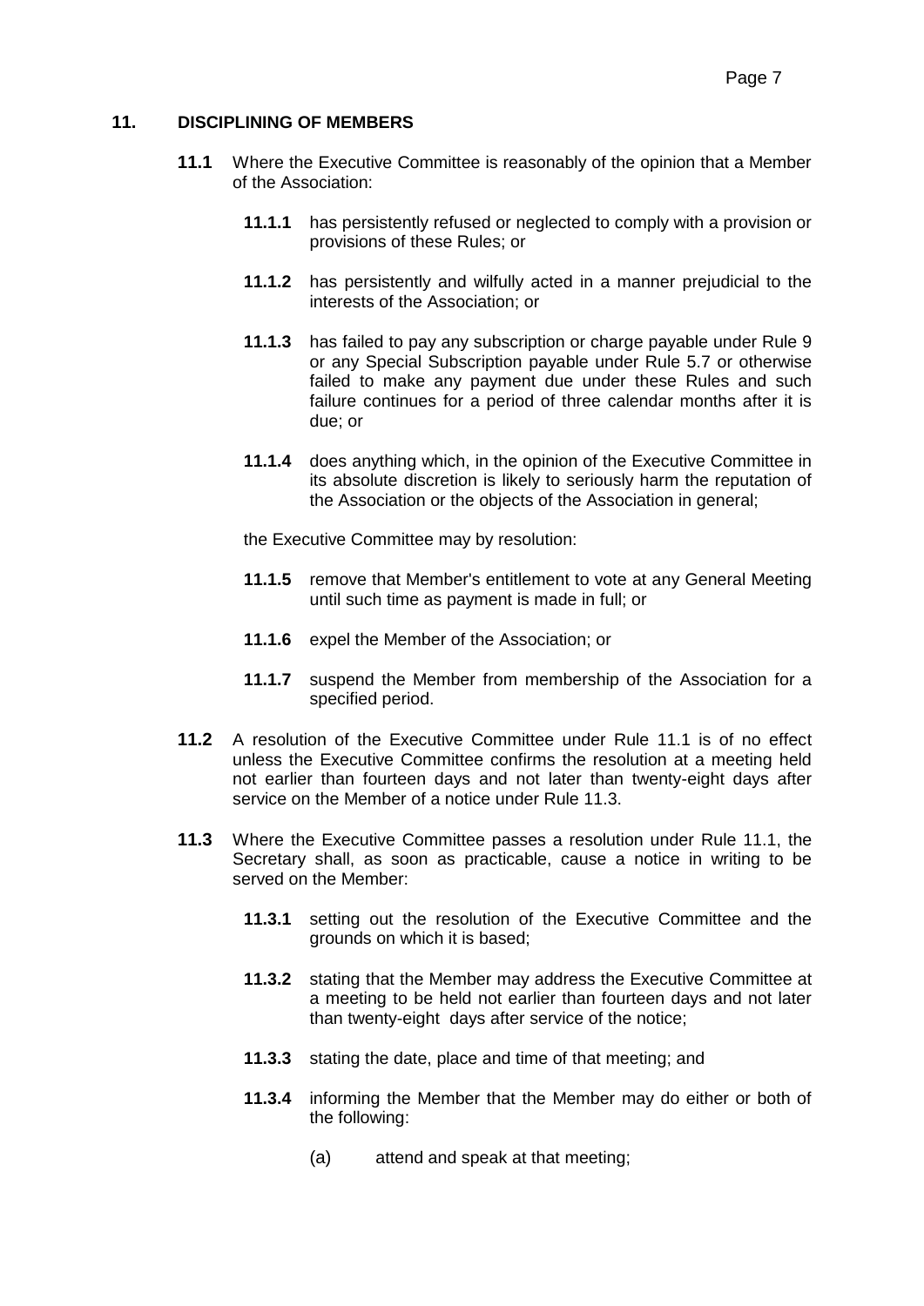## 11. DISCIPLINING OF MEMBERS

**11.1** Where the Executive Committee is reasonably of the opinion that a Member of the Association:

**11.1.1** has persistently refused or neglected to comply with a provision or provisions of these Rules; or

**11.1.2** has persistently and wilfully acted in a manner prejudicial to the interests of the Association; or

**11.1.3** has failed to pay any subscription or charge payable under Rule 9 or any Special Subscription payable under Rule 5.7 or otherwise failed to make any payment due under these Rules and such failure continues for a period of three calendar months after it is due; or

**11.1.4** does anything which, in the opinion of the Executive Committee in its absolute discretion is likely to seriously harm the reputation of the Association or the objects of the Association in general;

the Executive Committee may by resolution:

**11.1.5** remove that Member's entitlement to vote at any General Meeting until such time as payment is made in full; or

**11.1.6** expel the Member of the Association; or

**11.1.7** suspend the Member from membership of the Association for a specified period.

**11.2** A resolution of the Executive Committee under Rule 11.1 is of no effect unless the Executive Committee confirms the resolution at a meeting held not earlier than fourteen days and not later than twenty-eight days after service on the Member of a notice under Rule 11.3.

**11.3** Where the Executive Committee passes a resolution under Rule 11.1, the Secretary shall, as soon as practicable, cause a notice in writing to be served on the Member:

**11.3.1** setting out the resolution of the Executive Committee and the grounds on which it is based;

**11.3.2** stating that the Member may address the Executive Committee at a meeting to be held not earlier than fourteen days and not later than twenty-eight days after service of the notice;

**11.3.3** stating the date, place and time of that meeting; and

**11.3.4** informing the Member that the Member may do either or both of the following:

(a) attend and speak at that meeting;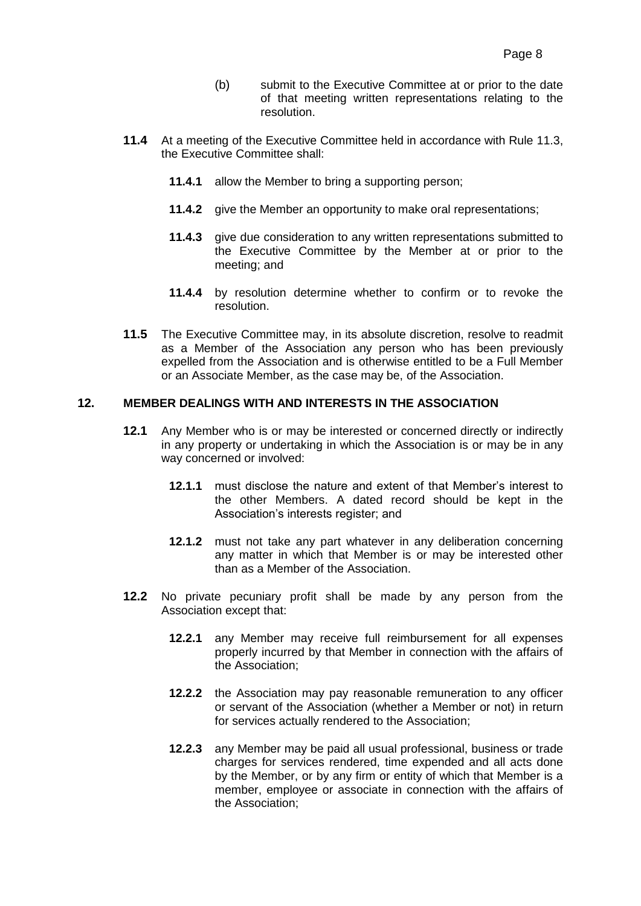(b) submit to the Executive Committee at or prior to the date of that meeting written representations relating to the resolution.

**11.4** At a meeting of the Executive Committee held in accordance with Rule 11.3, the Executive Committee shall:

**11.4.1** allow the Member to bring a supporting person;

**11.4.2** give the Member an opportunity to make oral representations;

**11.4.3** give due consideration to any written representations submitted to the Executive Committee by the Member at or prior to the meeting; and

**11.4.4** by resolution determine whether to confirm or to revoke the resolution.

**11.5** The Executive Committee may, in its absolute discretion, resolve to readmit as a Member of the Association any person who has been previously expelled from the Association and is otherwise entitled to be a Full Member or an Associate Member, as the case may be, of the Association.

## 12. MEMBER DEALINGS WITH AND INTERESTS IN THE ASSOCIATION

**12.1** Any Member who is or may be interested or concerned directly or indirectly in any property or undertaking in which the Association is or may be in any way concerned or involved:

**12.1.1** must disclose the nature and extent of that Member's interest to the other Members. A dated record should be kept in the Association's interests register; and

**12.1.2** must not take any part whatever in any deliberation concerning any matter in which that Member is or may be interested other than as a Member of the Association.

**12.2** No private pecuniary profit shall be made by any person from the Association except that:

**12.2.1** any Member may receive full reimbursement for all expenses properly incurred by that Member in connection with the affairs of the Association;

**12.2.2** the Association may pay reasonable remuneration to any officer or servant of the Association (whether a Member or not) in return for services actually rendered to the Association;

**12.2.3** any Member may be paid all usual professional, business or trade charges for services rendered, time expended and all acts done by the Member, or by any firm or entity of which that Member is a member, employee or associate in connection with the affairs of the Association;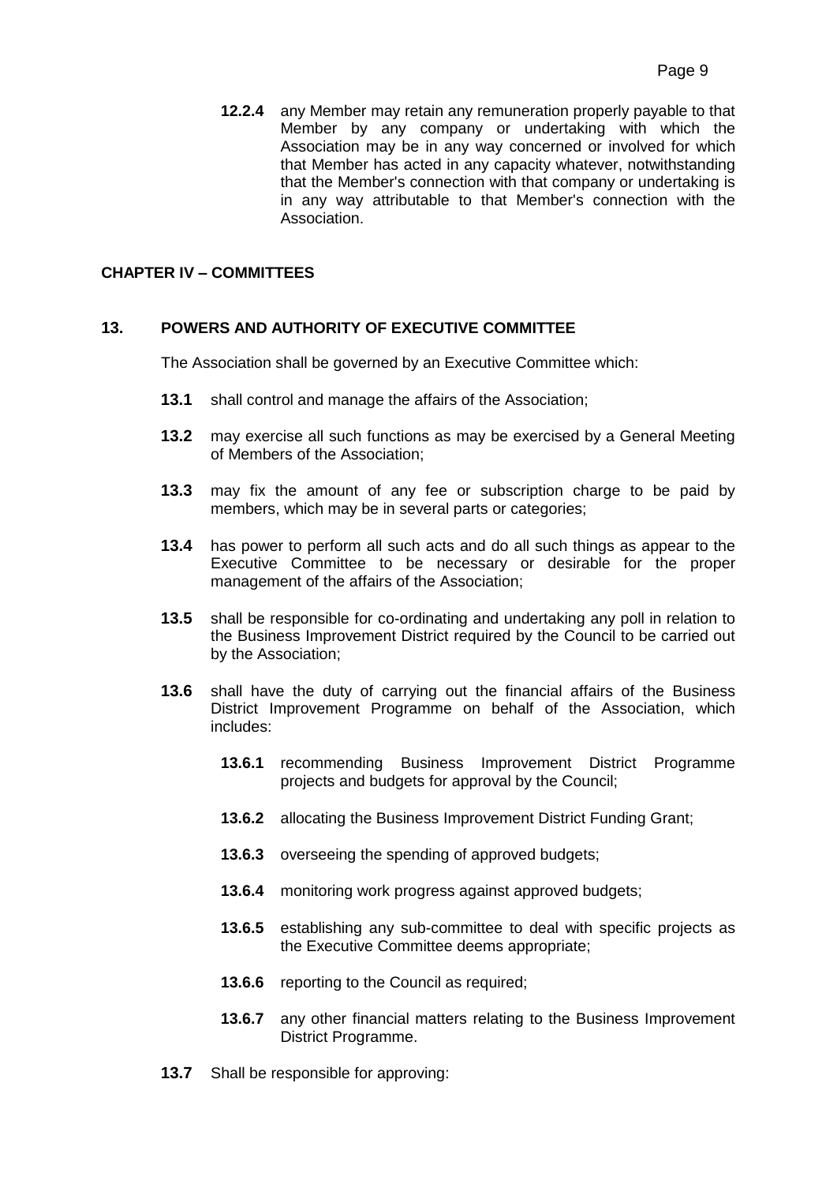**12.2.4** any Member may retain any remuneration properly payable to that Member by any company or undertaking with which the Association may be in any way concerned or involved for which that Member has acted in any capacity whatever, notwithstanding that the Member's connection with that company or undertaking is in any way attributable to that Member's connection with the Association.

## CHAPTER IV – COMMITTEES

### 13. POWERS AND AUTHORITY OF EXECUTIVE COMMITTEE

The Association shall be governed by an Executive Committee which:

**13.1** shall control and manage the affairs of the Association;

**13.2** may exercise all such functions as may be exercised by a General Meeting of Members of the Association;

**13.3** may fix the amount of any fee or subscription charge to be paid by members, which may be in several parts or categories;

**13.4** has power to perform all such acts and do all such things as appear to the Executive Committee to be necessary or desirable for the proper management of the affairs of the Association;

**13.5** shall be responsible for co-ordinating and undertaking any poll in relation to the Business Improvement District required by the Council to be carried out by the Association;

**13.6** shall have the duty of carrying out the financial affairs of the Business District Improvement Programme on behalf of the Association, which includes:

**13.6.1** recommending Business Improvement District Programme projects and budgets for approval by the Council;

**13.6.2** allocating the Business Improvement District Funding Grant;

**13.6.3** overseeing the spending of approved budgets;

**13.6.4** monitoring work progress against approved budgets;

**13.6.5** establishing any sub-committee to deal with specific projects as the Executive Committee deems appropriate;

**13.6.6** reporting to the Council as required;

**13.6.7** any other financial matters relating to the Business Improvement District Programme.

**13.7** Shall be responsible for approving: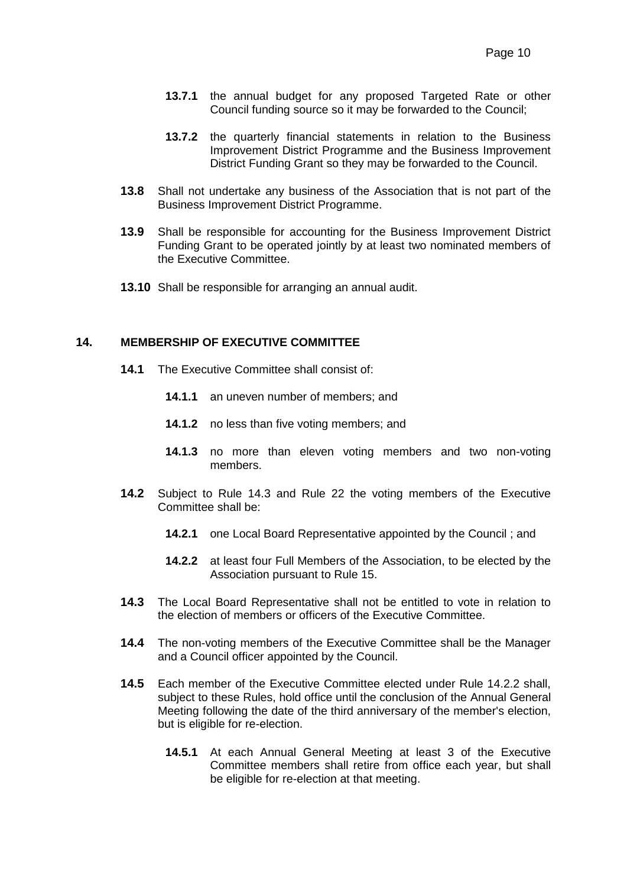**13.7.1** the annual budget for any proposed Targeted Rate or other Council funding source so it may be forwarded to the Council;

**13.7.2** the quarterly financial statements in relation to the Business Improvement District Programme and the Business Improvement District Funding Grant so they may be forwarded to the Council.

**13.8** Shall not undertake any business of the Association that is not part of the Business Improvement District Programme.

**13.9** Shall be responsible for accounting for the Business Improvement District Funding Grant to be operated jointly by at least two nominated members of the Executive Committee.

**13.10** Shall be responsible for arranging an annual audit.

## 14. MEMBERSHIP OF EXECUTIVE COMMITTEE

**14.1** The Executive Committee shall consist of:

**14.1.1** an uneven number of members; and

**14.1.2** no less than five voting members; and

**14.1.3** no more than eleven voting members and two non-voting members.

**14.2** Subject to Rule 14.3 and Rule 22 the voting members of the Executive Committee shall be:

**14.2.1** one Local Board Representative appointed by the Council ; and

**14.2.2** at least four Full Members of the Association, to be elected by the Association pursuant to Rule 15.

**14.3** The Local Board Representative shall not be entitled to vote in relation to the election of members or officers of the Executive Committee.

**14.4** The non-voting members of the Executive Committee shall be the Manager and a Council officer appointed by the Council.

**14.5** Each member of the Executive Committee elected under Rule 14.2.2 shall, subject to these Rules, hold office until the conclusion of the Annual General Meeting following the date of the third anniversary of the member's election, but is eligible for re-election.

**14.5.1** At each Annual General Meeting at least 3 of the Executive Committee members shall retire from office each year, but shall be eligible for re-election at that meeting.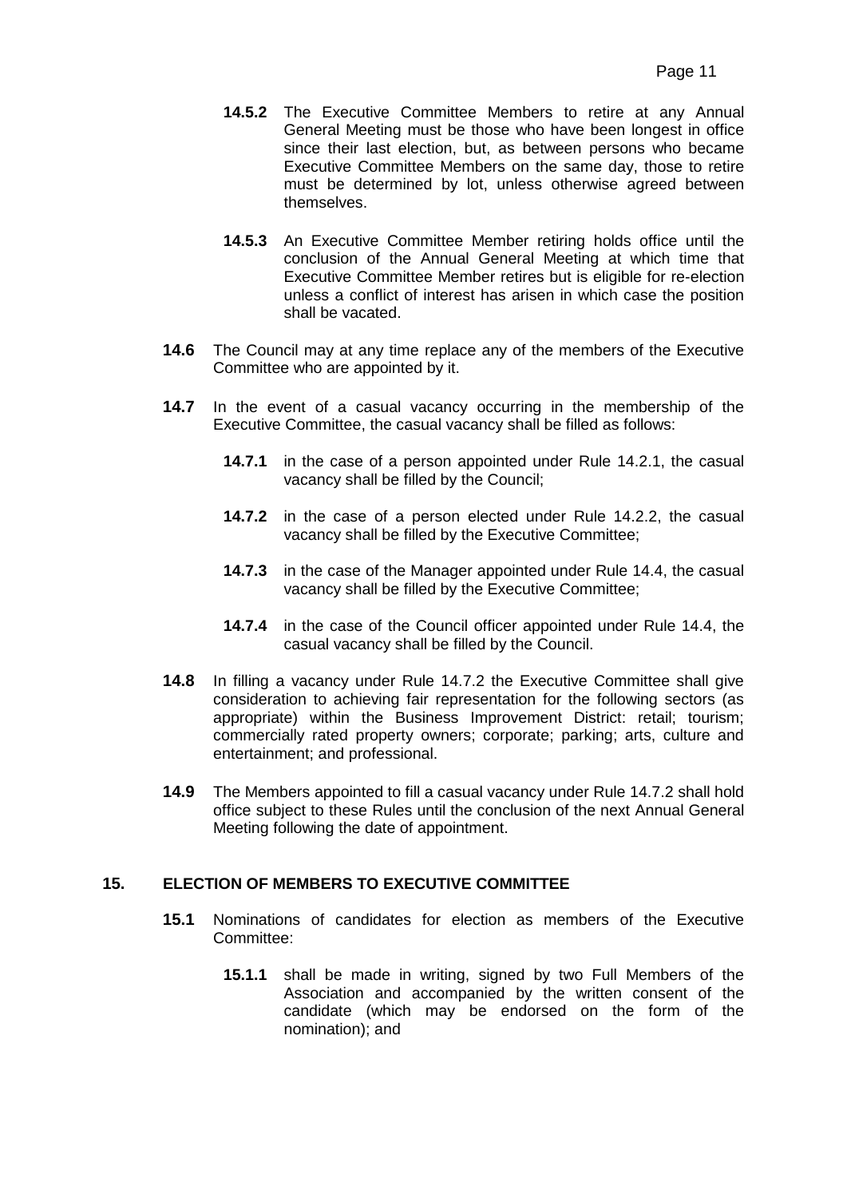**14.5.2** The Executive Committee Members to retire at any Annual General Meeting must be those who have been longest in office since their last election, but, as between persons who became Executive Committee Members on the same day, those to retire must be determined by lot, unless otherwise agreed between themselves.

**14.5.3** An Executive Committee Member retiring holds office until the conclusion of the Annual General Meeting at which time that Executive Committee Member retires but is eligible for re-election unless a conflict of interest has arisen in which case the position shall be vacated.

**14.6** The Council may at any time replace any of the members of the Executive Committee who are appointed by it.

**14.7** In the event of a casual vacancy occurring in the membership of the Executive Committee, the casual vacancy shall be filled as follows:

**14.7.1** in the case of a person appointed under Rule 14.2.1, the casual vacancy shall be filled by the Council;

**14.7.2** in the case of a person elected under Rule 14.2.2, the casual vacancy shall be filled by the Executive Committee;

**14.7.3** in the case of the Manager appointed under Rule 14.4, the casual vacancy shall be filled by the Executive Committee;

**14.7.4** in the case of the Council officer appointed under Rule 14.4, the casual vacancy shall be filled by the Council.

**14.8** In filling a vacancy under Rule 14.7.2 the Executive Committee shall give consideration to achieving fair representation for the following sectors (as appropriate) within the Business Improvement District: retail; tourism; commercially rated property owners; corporate; parking; arts, culture and entertainment; and professional.

**14.9** The Members appointed to fill a casual vacancy under Rule 14.7.2 shall hold office subject to these Rules until the conclusion of the next Annual General Meeting following the date of appointment.

## 15. ELECTION OF MEMBERS TO EXECUTIVE COMMITTEE

**15.1** Nominations of candidates for election as members of the Executive Committee:

**15.1.1** shall be made in writing, signed by two Full Members of the Association and accompanied by the written consent of the candidate (which may be endorsed on the form of the nomination); and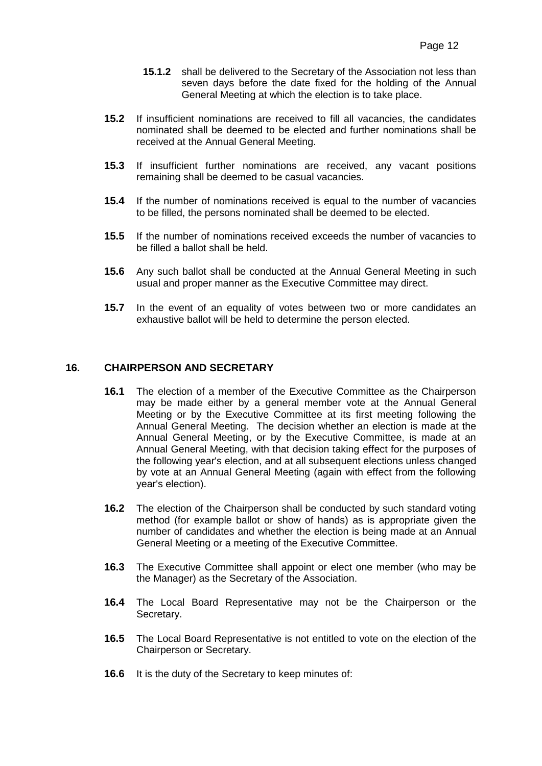**15.1.2** shall be delivered to the Secretary of the Association not less than seven days before the date fixed for the holding of the Annual General Meeting at which the election is to take place.

**15.2** If insufficient nominations are received to fill all vacancies, the candidates nominated shall be deemed to be elected and further nominations shall be received at the Annual General Meeting.

**15.3** If insufficient further nominations are received, any vacant positions remaining shall be deemed to be casual vacancies.

**15.4** If the number of nominations received is equal to the number of vacancies to be filled, the persons nominated shall be deemed to be elected.

**15.5** If the number of nominations received exceeds the number of vacancies to be filled a ballot shall be held.

**15.6** Any such ballot shall be conducted at the Annual General Meeting in such usual and proper manner as the Executive Committee may direct.

**15.7** In the event of an equality of votes between two or more candidates an exhaustive ballot will be held to determine the person elected.

## 16. CHAIRPERSON AND SECRETARY

**16.1** The election of a member of the Executive Committee as the Chairperson may be made either by a general member vote at the Annual General Meeting or by the Executive Committee at its first meeting following the Annual General Meeting. The decision whether an election is made at the Annual General Meeting, or by the Executive Committee, is made at an Annual General Meeting, with that decision taking effect for the purposes of the following year's election, and at all subsequent elections unless changed by vote at an Annual General Meeting (again with effect from the following year's election).

**16.2** The election of the Chairperson shall be conducted by such standard voting method (for example ballot or show of hands) as is appropriate given the number of candidates and whether the election is being made at an Annual General Meeting or a meeting of the Executive Committee.

**16.3** The Executive Committee shall appoint or elect one member (who may be the Manager) as the Secretary of the Association.

**16.4** The Local Board Representative may not be the Chairperson or the Secretary.

**16.5** The Local Board Representative is not entitled to vote on the election of the Chairperson or Secretary.

**16.6** It is the duty of the Secretary to keep minutes of: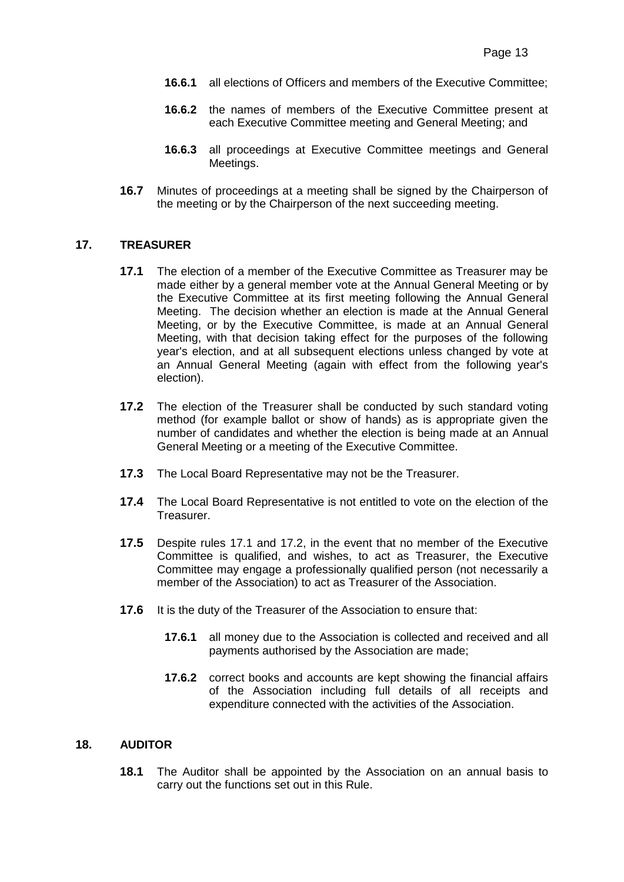**16.6.1** all elections of Officers and members of the Executive Committee;

**16.6.2** the names of members of the Executive Committee present at each Executive Committee meeting and General Meeting; and

**16.6.3** all proceedings at Executive Committee meetings and General Meetings.

**16.7** Minutes of proceedings at a meeting shall be signed by the Chairperson of the meeting or by the Chairperson of the next succeeding meeting.

## 17. TREASURER

**17.1** The election of a member of the Executive Committee as Treasurer may be made either by a general member vote at the Annual General Meeting or by the Executive Committee at its first meeting following the Annual General Meeting. The decision whether an election is made at the Annual General Meeting, or by the Executive Committee, is made at an Annual General Meeting, with that decision taking effect for the purposes of the following year's election, and at all subsequent elections unless changed by vote at an Annual General Meeting (again with effect from the following year's election).

**17.2** The election of the Treasurer shall be conducted by such standard voting method (for example ballot or show of hands) as is appropriate given the number of candidates and whether the election is being made at an Annual General Meeting or a meeting of the Executive Committee.

**17.3** The Local Board Representative may not be the Treasurer.

**17.4** The Local Board Representative is not entitled to vote on the election of the Treasurer.

**17.5** Despite rules 17.1 and 17.2, in the event that no member of the Executive Committee is qualified, and wishes, to act as Treasurer, the Executive Committee may engage a professionally qualified person (not necessarily a member of the Association) to act as Treasurer of the Association.

**17.6** It is the duty of the Treasurer of the Association to ensure that:

**17.6.1** all money due to the Association is collected and received and all payments authorised by the Association are made;

**17.6.2** correct books and accounts are kept showing the financial affairs of the Association including full details of all receipts and expenditure connected with the activities of the Association.

## 18. AUDITOR

**18.1** The Auditor shall be appointed by the Association on an annual basis to carry out the functions set out in this Rule.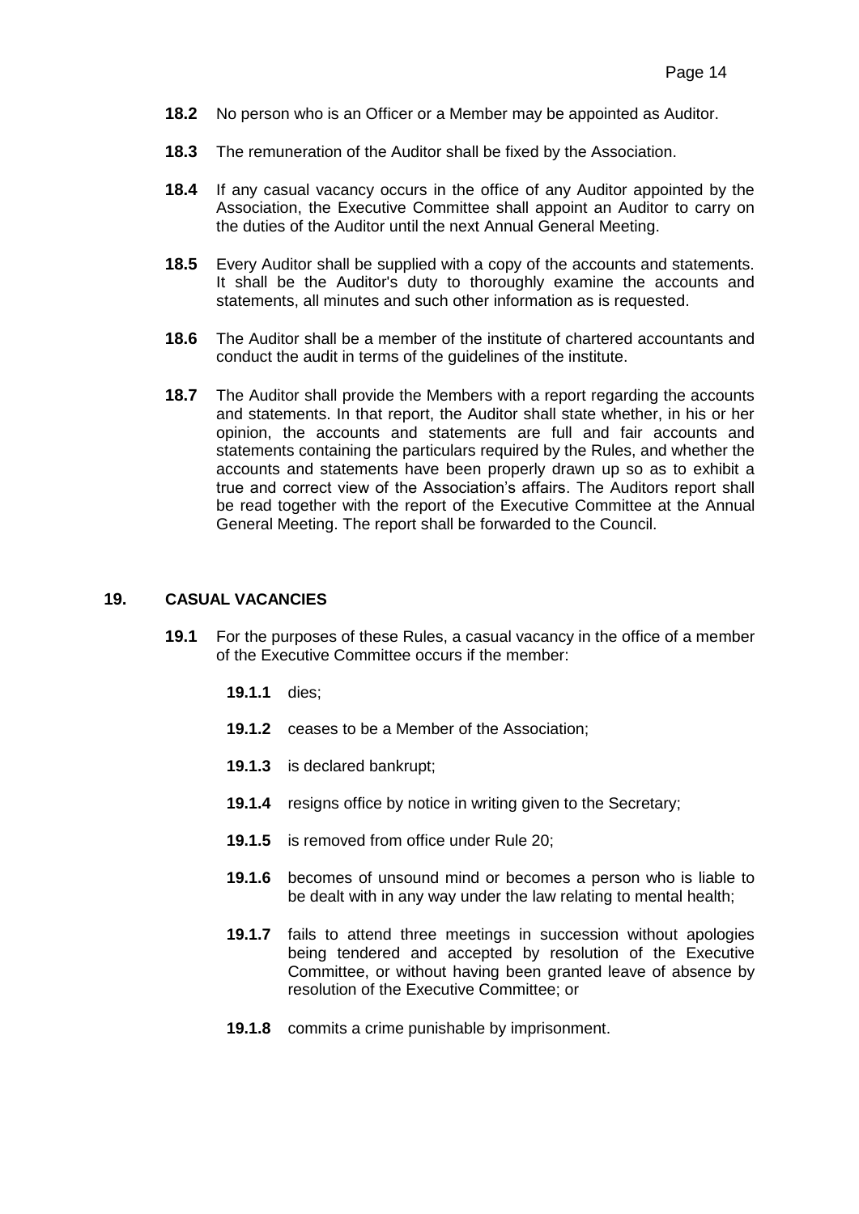**18.2** No person who is an Officer or a Member may be appointed as Auditor.

**18.3** The remuneration of the Auditor shall be fixed by the Association.

**18.4** If any casual vacancy occurs in the office of any Auditor appointed by the Association, the Executive Committee shall appoint an Auditor to carry on the duties of the Auditor until the next Annual General Meeting.

**18.5** Every Auditor shall be supplied with a copy of the accounts and statements. It shall be the Auditor's duty to thoroughly examine the accounts and statements, all minutes and such other information as is requested.

**18.6** The Auditor shall be a member of the institute of chartered accountants and conduct the audit in terms of the guidelines of the institute.

**18.7** The Auditor shall provide the Members with a report regarding the accounts and statements. In that report, the Auditor shall state whether, in his or her opinion, the accounts and statements are full and fair accounts and statements containing the particulars required by the Rules, and whether the accounts and statements have been properly drawn up so as to exhibit a true and correct view of the Association's affairs. The Auditors report shall be read together with the report of the Executive Committee at the Annual General Meeting. The report shall be forwarded to the Council.

## 19. CASUAL VACANCIES

**19.1** For the purposes of these Rules, a casual vacancy in the office of a member of the Executive Committee occurs if the member:

- **19.1.1** dies;
- **19.1.2** ceases to be a Member of the Association;
- **19.1.3** is declared bankrupt;
- **19.1.4** resigns office by notice in writing given to the Secretary;
- **19.1.5** is removed from office under Rule 20;
- **19.1.6** becomes of unsound mind or becomes a person who is liable to be dealt with in any way under the law relating to mental health;
- **19.1.7** fails to attend three meetings in succession without apologies being tendered and accepted by resolution of the Executive Committee, or without having been granted leave of absence by resolution of the Executive Committee; or
- **19.1.8** commits a crime punishable by imprisonment.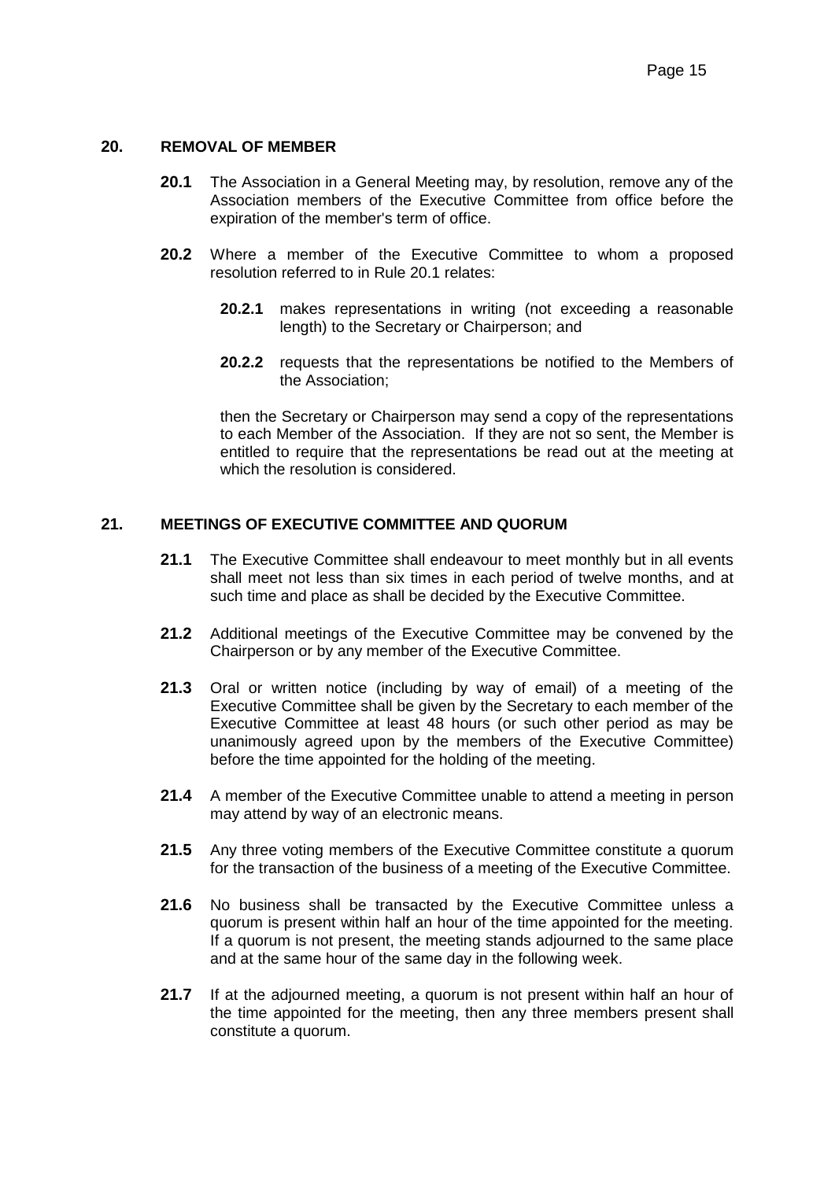## 20. REMOVAL OF MEMBER

**20.1** The Association in a General Meeting may, by resolution, remove any of the Association members of the Executive Committee from office before the expiration of the member's term of office.

**20.2** Where a member of the Executive Committee to whom a proposed resolution referred to in Rule 20.1 relates:

**20.2.1** makes representations in writing (not exceeding a reasonable length) to the Secretary or Chairperson; and

**20.2.2** requests that the representations be notified to the Members of the Association;

then the Secretary or Chairperson may send a copy of the representations to each Member of the Association. If they are not so sent, the Member is entitled to require that the representations be read out at the meeting at which the resolution is considered.

## 21. MEETINGS OF EXECUTIVE COMMITTEE AND QUORUM

**21.1** The Executive Committee shall endeavour to meet monthly but in all events shall meet not less than six times in each period of twelve months, and at such time and place as shall be decided by the Executive Committee.

**21.2** Additional meetings of the Executive Committee may be convened by the Chairperson or by any member of the Executive Committee.

**21.3** Oral or written notice (including by way of email) of a meeting of the Executive Committee shall be given by the Secretary to each member of the Executive Committee at least 48 hours (or such other period as may be unanimously agreed upon by the members of the Executive Committee) before the time appointed for the holding of the meeting.

**21.4** A member of the Executive Committee unable to attend a meeting in person may attend by way of an electronic means.

**21.5** Any three voting members of the Executive Committee constitute a quorum for the transaction of the business of a meeting of the Executive Committee.

**21.6** No business shall be transacted by the Executive Committee unless a quorum is present within half an hour of the time appointed for the meeting. If a quorum is not present, the meeting stands adjourned to the same place and at the same hour of the same day in the following week.

**21.7** If at the adjourned meeting, a quorum is not present within half an hour of the time appointed for the meeting, then any three members present shall constitute a quorum.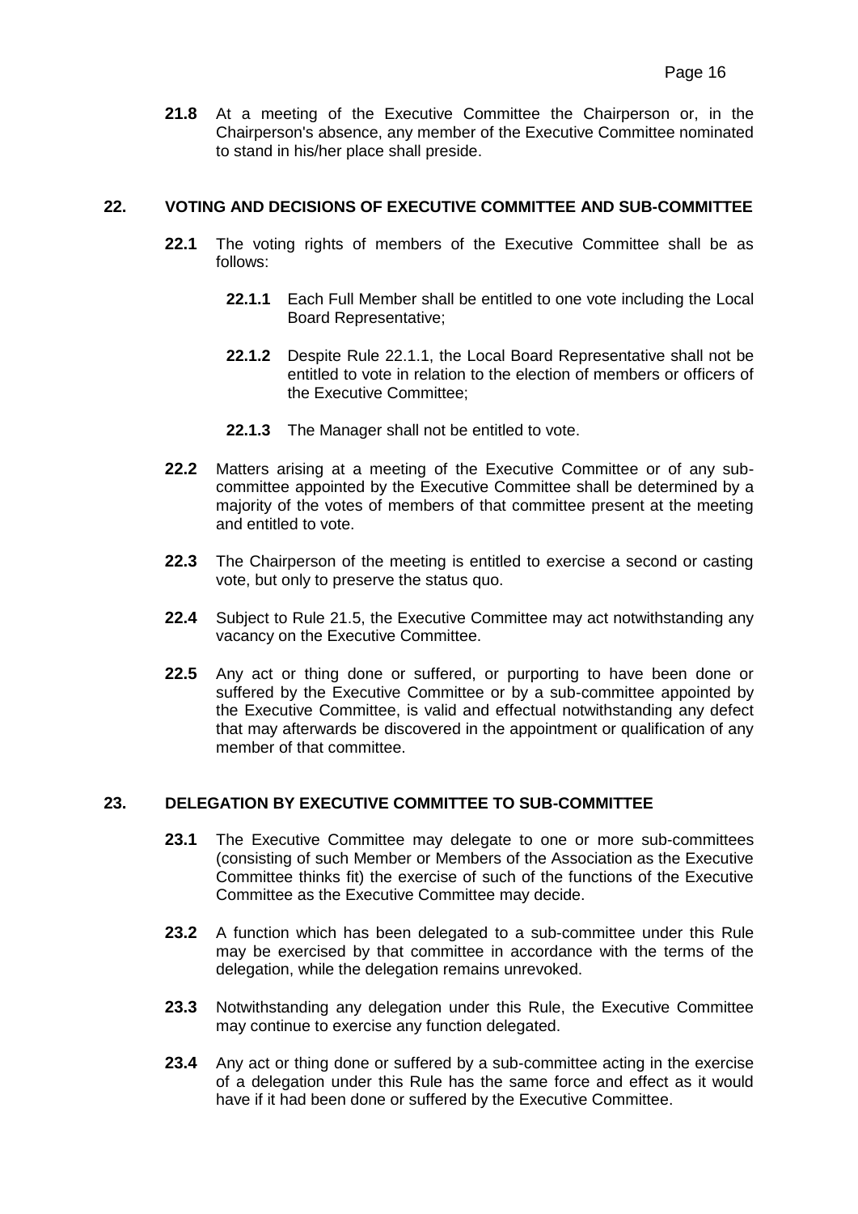**21.8** At a meeting of the Executive Committee the Chairperson or, in the Chairperson's absence, any member of the Executive Committee nominated to stand in his/her place shall preside.

## 22. VOTING AND DECISIONS OF EXECUTIVE COMMITTEE AND SUB-COMMITTEE

**22.1** The voting rights of members of the Executive Committee shall be as follows:

**22.1.1** Each Full Member shall be entitled to one vote including the Local Board Representative;

**22.1.2** Despite Rule 22.1.1, the Local Board Representative shall not be entitled to vote in relation to the election of members or officers of the Executive Committee;

**22.1.3** The Manager shall not be entitled to vote.

**22.2** Matters arising at a meeting of the Executive Committee or of any sub-committee appointed by the Executive Committee shall be determined by a majority of the votes of members of that committee present at the meeting and entitled to vote.

**22.3** The Chairperson of the meeting is entitled to exercise a second or casting vote, but only to preserve the status quo.

**22.4** Subject to Rule 21.5, the Executive Committee may act notwithstanding any vacancy on the Executive Committee.

**22.5** Any act or thing done or suffered, or purporting to have been done or suffered by the Executive Committee or by a sub-committee appointed by the Executive Committee, is valid and effectual notwithstanding any defect that may afterwards be discovered in the appointment or qualification of any member of that committee.

## 23. DELEGATION BY EXECUTIVE COMMITTEE TO SUB-COMMITTEE

**23.1** The Executive Committee may delegate to one or more sub-committees (consisting of such Member or Members of the Association as the Executive Committee thinks fit) the exercise of such of the functions of the Executive Committee as the Executive Committee may decide.

**23.2** A function which has been delegated to a sub-committee under this Rule may be exercised by that committee in accordance with the terms of the delegation, while the delegation remains unrevoked.

**23.3** Notwithstanding any delegation under this Rule, the Executive Committee may continue to exercise any function delegated.

**23.4** Any act or thing done or suffered by a sub-committee acting in the exercise of a delegation under this Rule has the same force and effect as it would have if it had been done or suffered by the Executive Committee.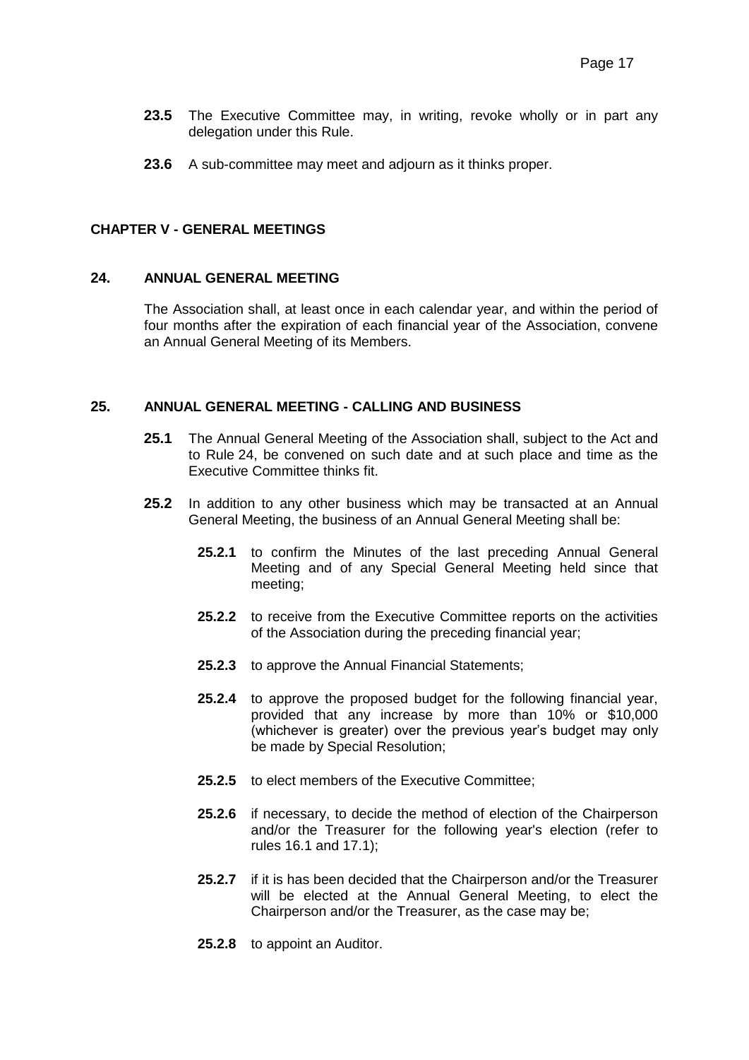**23.5** The Executive Committee may, in writing, revoke wholly or in part any delegation under this Rule.

**23.6** A sub-committee may meet and adjourn as it thinks proper.

## CHAPTER V - GENERAL MEETINGS

### 24. ANNUAL GENERAL MEETING

The Association shall, at least once in each calendar year, and within the period of four months after the expiration of each financial year of the Association, convene an Annual General Meeting of its Members.

### 25. ANNUAL GENERAL MEETING - CALLING AND BUSINESS

**25.1** The Annual General Meeting of the Association shall, subject to the Act and to Rule 24, be convened on such date and at such place and time as the Executive Committee thinks fit.

**25.2** In addition to any other business which may be transacted at an Annual General Meeting, the business of an Annual General Meeting shall be:

**25.2.1** to confirm the Minutes of the last preceding Annual General Meeting and of any Special General Meeting held since that meeting;

**25.2.2** to receive from the Executive Committee reports on the activities of the Association during the preceding financial year;

**25.2.3** to approve the Annual Financial Statements;

**25.2.4** to approve the proposed budget for the following financial year, provided that any increase by more than 10% or $10,000 (whichever is greater) over the previous year's budget may only be made by Special Resolution;

**25.2.5** to elect members of the Executive Committee;

**25.2.6** if necessary, to decide the method of election of the Chairperson and/or the Treasurer for the following year's election (refer to rules 16.1 and 17.1);

**25.2.7** if it is has been decided that the Chairperson and/or the Treasurer will be elected at the Annual General Meeting, to elect the Chairperson and/or the Treasurer, as the case may be;

**25.2.8** to appoint an Auditor.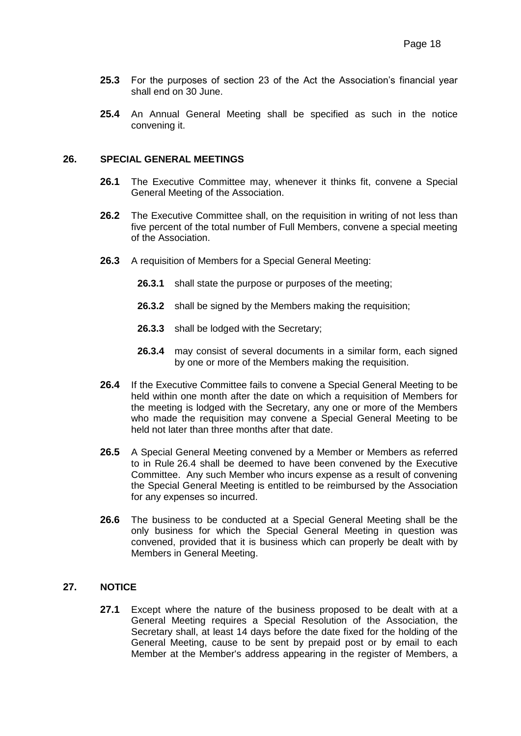**25.3** For the purposes of section 23 of the Act the Association's financial year shall end on 30 June.

**25.4** An Annual General Meeting shall be specified as such in the notice convening it.

## 26. SPECIAL GENERAL MEETINGS

**26.1** The Executive Committee may, whenever it thinks fit, convene a Special General Meeting of the Association.

**26.2** The Executive Committee shall, on the requisition in writing of not less than five percent of the total number of Full Members, convene a special meeting of the Association.

**26.3** A requisition of Members for a Special General Meeting:

- **26.3.1** shall state the purpose or purposes of the meeting;
- **26.3.2** shall be signed by the Members making the requisition;
- **26.3.3** shall be lodged with the Secretary;
- **26.3.4** may consist of several documents in a similar form, each signed by one or more of the Members making the requisition.

**26.4** If the Executive Committee fails to convene a Special General Meeting to be held within one month after the date on which a requisition of Members for the meeting is lodged with the Secretary, any one or more of the Members who made the requisition may convene a Special General Meeting to be held not later than three months after that date.

**26.5** A Special General Meeting convened by a Member or Members as referred to in Rule 26.4 shall be deemed to have been convened by the Executive Committee. Any such Member who incurs expense as a result of convening the Special General Meeting is entitled to be reimbursed by the Association for any expenses so incurred.

**26.6** The business to be conducted at a Special General Meeting shall be the only business for which the Special General Meeting in question was convened, provided that it is business which can properly be dealt with by Members in General Meeting.

## 27. NOTICE

**27.1** Except where the nature of the business proposed to be dealt with at a General Meeting requires a Special Resolution of the Association, the Secretary shall, at least 14 days before the date fixed for the holding of the General Meeting, cause to be sent by prepaid post or by email to each Member at the Member's address appearing in the register of Members, a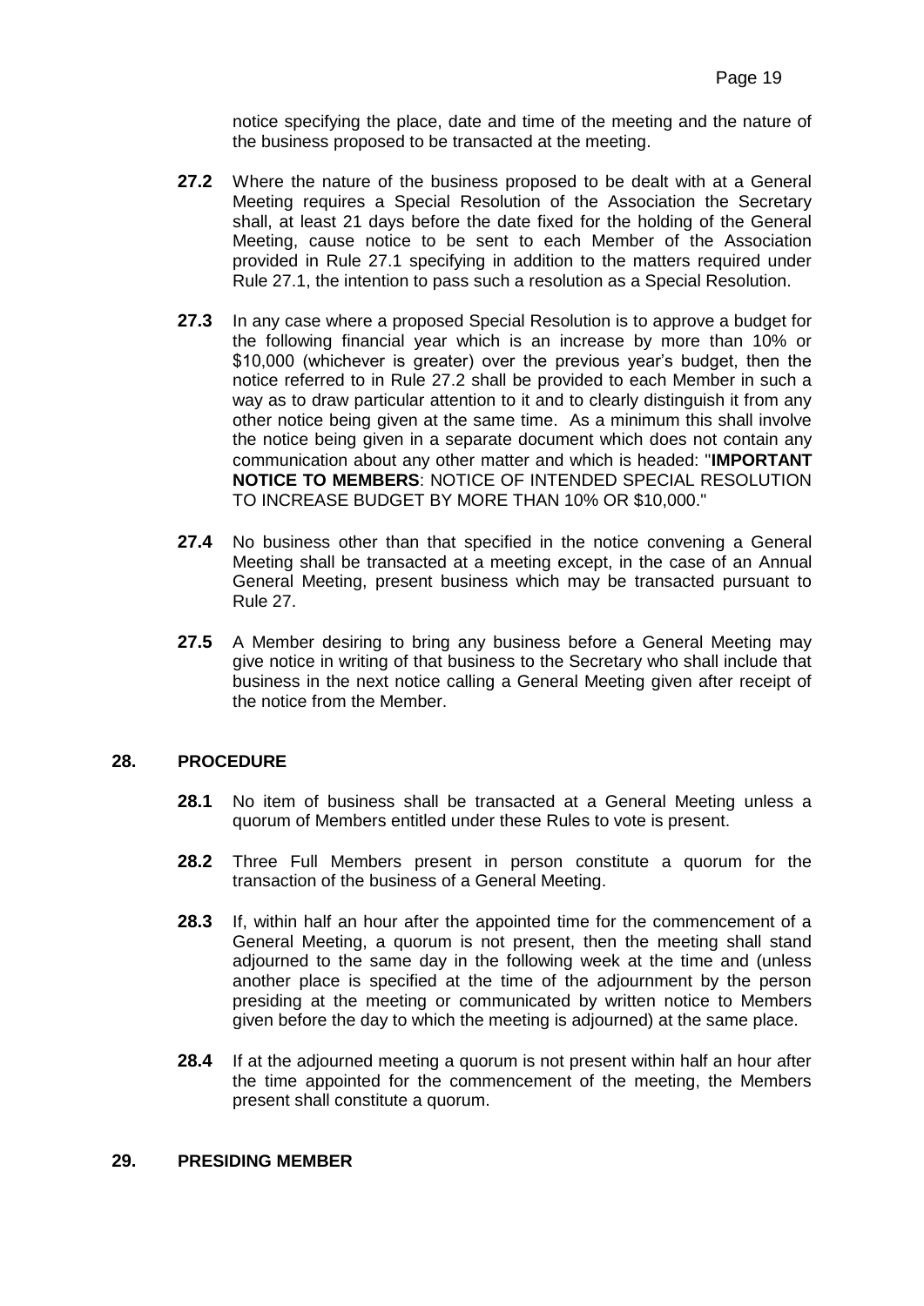notice specifying the place, date and time of the meeting and the nature of the business proposed to be transacted at the meeting.

**27.2** Where the nature of the business proposed to be dealt with at a General Meeting requires a Special Resolution of the Association the Secretary shall, at least 21 days before the date fixed for the holding of the General Meeting, cause notice to be sent to each Member of the Association provided in Rule 27.1 specifying in addition to the matters required under Rule 27.1, the intention to pass such a resolution as a Special Resolution.

**27.3** In any case where a proposed Special Resolution is to approve a budget for the following financial year which is an increase by more than 10% or $10,000 (whichever is greater) over the previous year's budget, then the notice referred to in Rule 27.2 shall be provided to each Member in such a way as to draw particular attention to it and to clearly distinguish it from any other notice being given at the same time. As a minimum this shall involve the notice being given in a separate document which does not contain any communication about any other matter and which is headed: "**IMPORTANT NOTICE TO MEMBERS**: NOTICE OF INTENDED SPECIAL RESOLUTION TO INCREASE BUDGET BY MORE THAN 10% OR $10,000."

**27.4** No business other than that specified in the notice convening a General Meeting shall be transacted at a meeting except, in the case of an Annual General Meeting, present business which may be transacted pursuant to Rule 27.

**27.5** A Member desiring to bring any business before a General Meeting may give notice in writing of that business to the Secretary who shall include that business in the next notice calling a General Meeting given after receipt of the notice from the Member.

## 28. PROCEDURE

**28.1** No item of business shall be transacted at a General Meeting unless a quorum of Members entitled under these Rules to vote is present.

**28.2** Three Full Members present in person constitute a quorum for the transaction of the business of a General Meeting.

**28.3** If, within half an hour after the appointed time for the commencement of a General Meeting, a quorum is not present, then the meeting shall stand adjourned to the same day in the following week at the time and (unless another place is specified at the time of the adjournment by the person presiding at the meeting or communicated by written notice to Members given before the day to which the meeting is adjourned) at the same place.

**28.4** If at the adjourned meeting a quorum is not present within half an hour after the time appointed for the commencement of the meeting, the Members present shall constitute a quorum.

## 29. PRESIDING MEMBER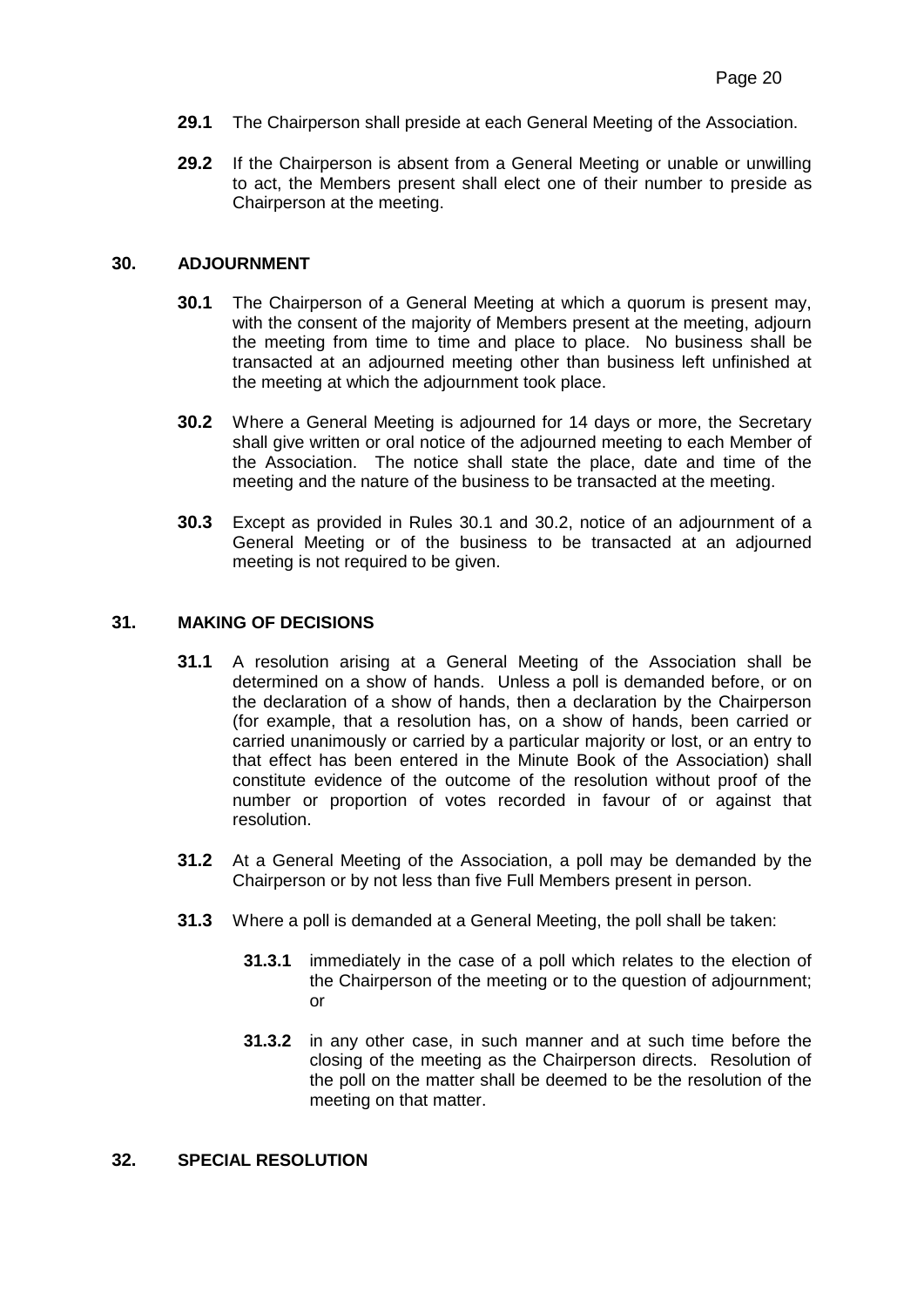**29.1** The Chairperson shall preside at each General Meeting of the Association.

**29.2** If the Chairperson is absent from a General Meeting or unable or unwilling to act, the Members present shall elect one of their number to preside as Chairperson at the meeting.

## 30. ADJOURNMENT

**30.1** The Chairperson of a General Meeting at which a quorum is present may, with the consent of the majority of Members present at the meeting, adjourn the meeting from time to time and place to place. No business shall be transacted at an adjourned meeting other than business left unfinished at the meeting at which the adjournment took place.

**30.2** Where a General Meeting is adjourned for 14 days or more, the Secretary shall give written or oral notice of the adjourned meeting to each Member of the Association. The notice shall state the place, date and time of the meeting and the nature of the business to be transacted at the meeting.

**30.3** Except as provided in Rules 30.1 and 30.2, notice of an adjournment of a General Meeting or of the business to be transacted at an adjourned meeting is not required to be given.

## 31. MAKING OF DECISIONS

**31.1** A resolution arising at a General Meeting of the Association shall be determined on a show of hands. Unless a poll is demanded before, or on the declaration of a show of hands, then a declaration by the Chairperson (for example, that a resolution has, on a show of hands, been carried or carried unanimously or carried by a particular majority or lost, or an entry to that effect has been entered in the Minute Book of the Association) shall constitute evidence of the outcome of the resolution without proof of the number or proportion of votes recorded in favour of or against that resolution.

**31.2** At a General Meeting of the Association, a poll may be demanded by the Chairperson or by not less than five Full Members present in person.

**31.3** Where a poll is demanded at a General Meeting, the poll shall be taken:

**31.3.1** immediately in the case of a poll which relates to the election of the Chairperson of the meeting or to the question of adjournment; or

**31.3.2** in any other case, in such manner and at such time before the closing of the meeting as the Chairperson directs. Resolution of the poll on the matter shall be deemed to be the resolution of the meeting on that matter.

## 32. SPECIAL RESOLUTION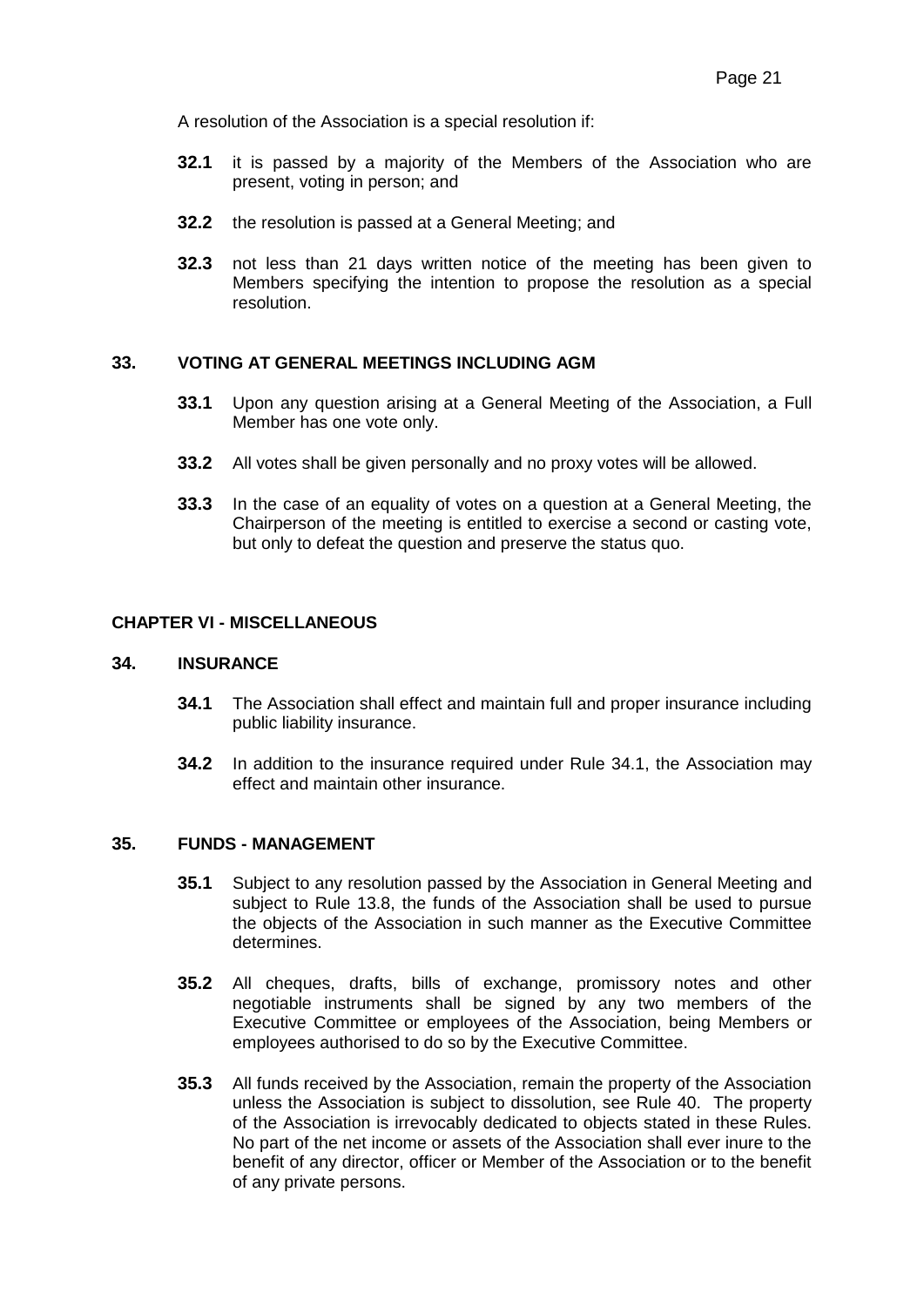A resolution of the Association is a special resolution if:

**32.1** it is passed by a majority of the Members of the Association who are present, voting in person; and

**32.2** the resolution is passed at a General Meeting; and

**32.3** not less than 21 days written notice of the meeting has been given to Members specifying the intention to propose the resolution as a special resolution.

## 33. VOTING AT GENERAL MEETINGS INCLUDING AGM

**33.1** Upon any question arising at a General Meeting of the Association, a Full Member has one vote only.

**33.2** All votes shall be given personally and no proxy votes will be allowed.

**33.3** In the case of an equality of votes on a question at a General Meeting, the Chairperson of the meeting is entitled to exercise a second or casting vote, but only to defeat the question and preserve the status quo.

# CHAPTER VI - MISCELLANEOUS

## 34. INSURANCE

**34.1** The Association shall effect and maintain full and proper insurance including public liability insurance.

**34.2** In addition to the insurance required under Rule 34.1, the Association may effect and maintain other insurance.

## 35. FUNDS - MANAGEMENT

**35.1** Subject to any resolution passed by the Association in General Meeting and subject to Rule 13.8, the funds of the Association shall be used to pursue the objects of the Association in such manner as the Executive Committee determines.

**35.2** All cheques, drafts, bills of exchange, promissory notes and other negotiable instruments shall be signed by any two members of the Executive Committee or employees of the Association, being Members or employees authorised to do so by the Executive Committee.

**35.3** All funds received by the Association, remain the property of the Association unless the Association is subject to dissolution, see Rule 40. The property of the Association is irrevocably dedicated to objects stated in these Rules. No part of the net income or assets of the Association shall ever inure to the benefit of any director, officer or Member of the Association or to the benefit of any private persons.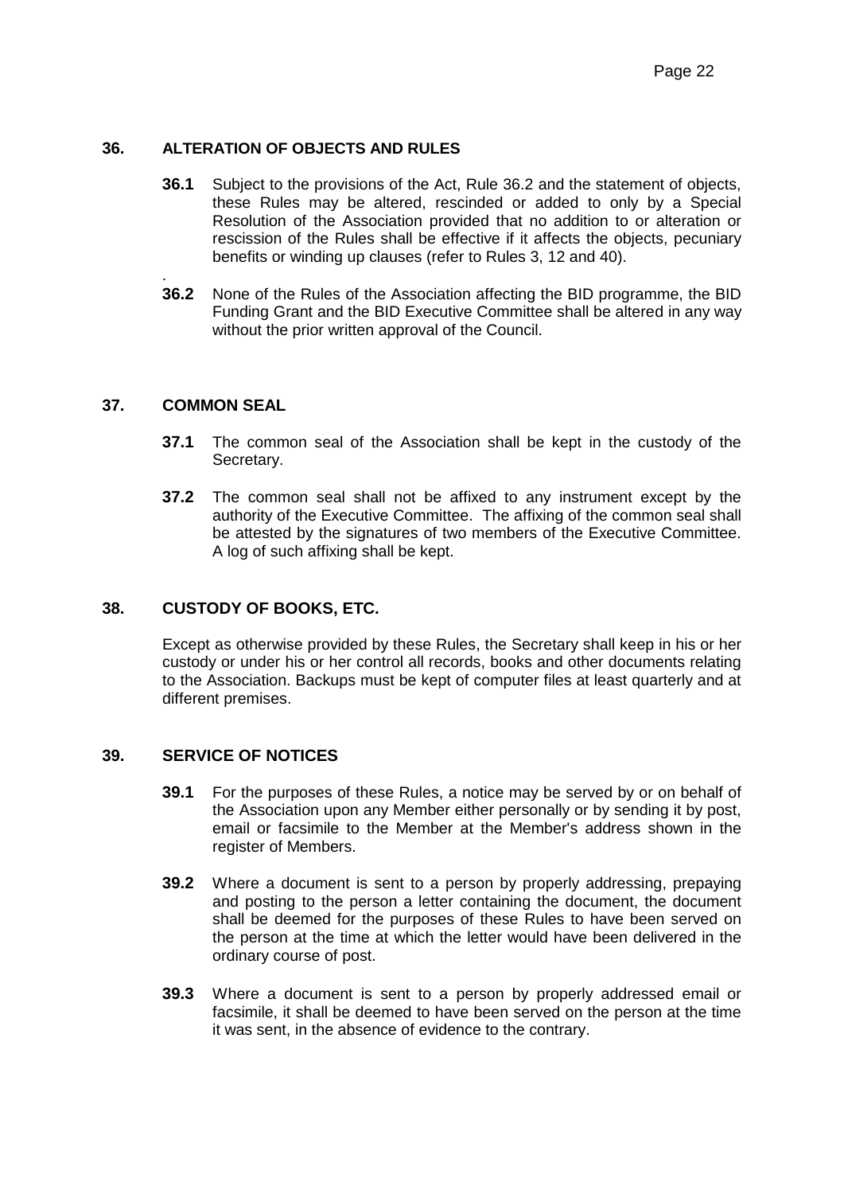## 36. ALTERATION OF OBJECTS AND RULES

**36.1** Subject to the provisions of the Act, Rule 36.2 and the statement of objects, these Rules may be altered, rescinded or added to only by a Special Resolution of the Association provided that no addition to or alteration or rescission of the Rules shall be effective if it affects the objects, pecuniary benefits or winding up clauses (refer to Rules 3, 12 and 40).

.

**36.2** None of the Rules of the Association affecting the BID programme, the BID Funding Grant and the BID Executive Committee shall be altered in any way without the prior written approval of the Council.

## 37. COMMON SEAL

**37.1** The common seal of the Association shall be kept in the custody of the Secretary.

**37.2** The common seal shall not be affixed to any instrument except by the authority of the Executive Committee. The affixing of the common seal shall be attested by the signatures of two members of the Executive Committee. A log of such affixing shall be kept.

## 38. CUSTODY OF BOOKS, ETC.

Except as otherwise provided by these Rules, the Secretary shall keep in his or her custody or under his or her control all records, books and other documents relating to the Association. Backups must be kept of computer files at least quarterly and at different premises.

## 39. SERVICE OF NOTICES

**39.1** For the purposes of these Rules, a notice may be served by or on behalf of the Association upon any Member either personally or by sending it by post, email or facsimile to the Member at the Member's address shown in the register of Members.

**39.2** Where a document is sent to a person by properly addressing, prepaying and posting to the person a letter containing the document, the document shall be deemed for the purposes of these Rules to have been served on the person at the time at which the letter would have been delivered in the ordinary course of post.

**39.3** Where a document is sent to a person by properly addressed email or facsimile, it shall be deemed to have been served on the person at the time it was sent, in the absence of evidence to the contrary.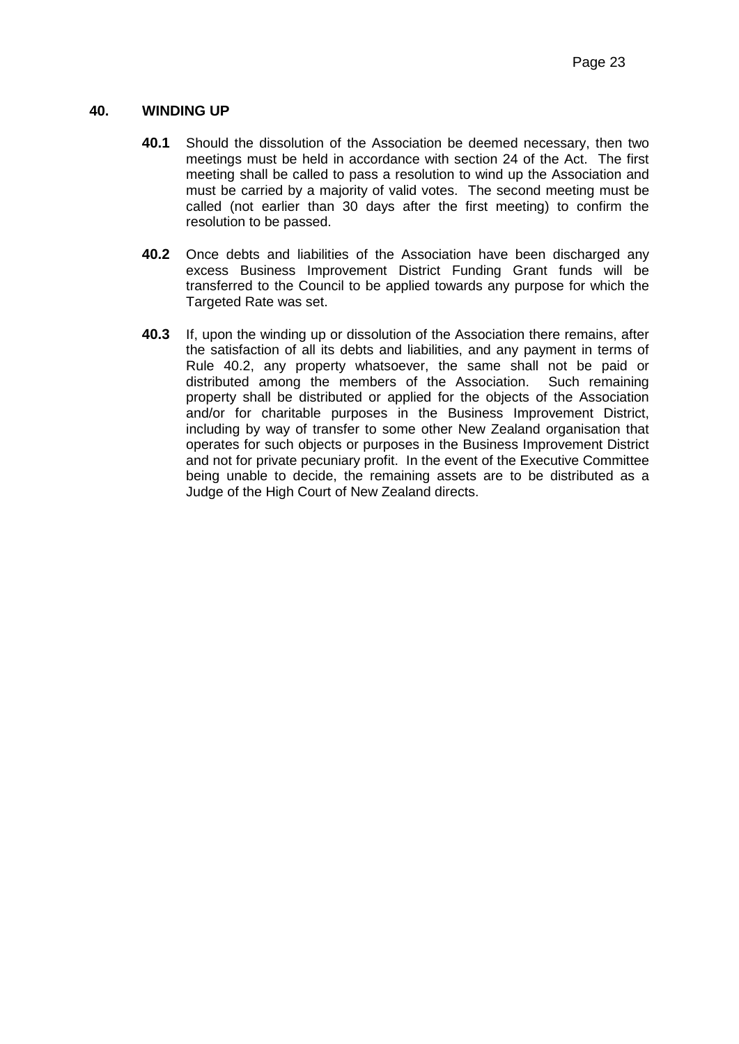## 40. WINDING UP

**40.1** Should the dissolution of the Association be deemed necessary, then two meetings must be held in accordance with section 24 of the Act. The first meeting shall be called to pass a resolution to wind up the Association and must be carried by a majority of valid votes. The second meeting must be called (not earlier than 30 days after the first meeting) to confirm the resolution to be passed.

**40.2** Once debts and liabilities of the Association have been discharged any excess Business Improvement District Funding Grant funds will be transferred to the Council to be applied towards any purpose for which the Targeted Rate was set.

**40.3** If, upon the winding up or dissolution of the Association there remains, after the satisfaction of all its debts and liabilities, and any payment in terms of Rule 40.2, any property whatsoever, the same shall not be paid or distributed among the members of the Association. Such remaining property shall be distributed or applied for the objects of the Association and/or for charitable purposes in the Business Improvement District, including by way of transfer to some other New Zealand organisation that operates for such objects or purposes in the Business Improvement District and not for private pecuniary profit. In the event of the Executive Committee being unable to decide, the remaining assets are to be distributed as a Judge of the High Court of New Zealand directs.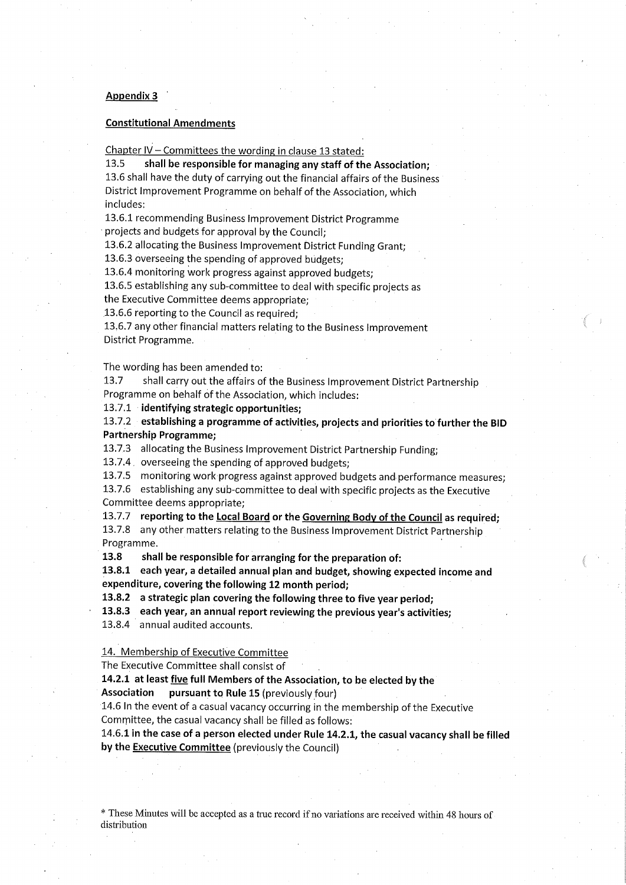**Appendix 3**

**Constitutional Amendments**

Chapter IV – Committees the wording in clause 13 stated:

13.5 **shall be responsible for managing any staff of the Association;**

13.6 shall have the duty of carrying out the financial affairs of the Business District Improvement Programme on behalf of the Association, which includes:

13.6.1 recommending Business Improvement District Programme projects and budgets for approval by the Council;

13.6.2 allocating the Business Improvement District Funding Grant;

13.6.3 overseeing the spending of approved budgets;

13.6.4 monitoring work progress against approved budgets;

13.6.5 establishing any sub-committee to deal with specific projects as the Executive Committee deems appropriate;

13.6.6 reporting to the Council as required;

13.6.7 any other financial matters relating to the Business Improvement District Programme.

The wording has been amended to:

13.7 shall carry out the affairs of the Business Improvement District Partnership Programme on behalf of the Association, which includes:

13.7.1 **identifying strategic opportunities;**

13.7.2 **establishing a programme of activities, projects and priorities to further the BID Partnership Programme;**

13.7.3 allocating the Business Improvement District Partnership Funding;

13.7.4 overseeing the spending of approved budgets;

13.7.5 monitoring work progress against approved budgets and performance measures;

13.7.6 establishing any sub-committee to deal with specific projects as the Executive Committee deems appropriate;

13.7.7 **reporting to the Local Board or the Governing Body of the Council as required;**

13.7.8 any other matters relating to the Business Improvement District Partnership Programme.

**13.8 shall be responsible for arranging for the preparation of:**

**13.8.1 each year, a detailed annual plan and budget, showing expected income and expenditure, covering the following 12 month period;**

**13.8.2 a strategic plan covering the following three to five year period;**

**13.8.3 each year, an annual report reviewing the previous year's activities;**

13.8.4 annual audited accounts.

14. Membership of Executive Committee

The Executive Committee shall consist of

**14.2.1 at least five full Members of the Association, to be elected by the Association pursuant to Rule 15** (previously four)

14.6 In the event of a casual vacancy occurring in the membership of the Executive Committee, the casual vacancy shall be filled as follows:

**14.6.1 in the case of a person elected under Rule 14.2.1, the casual vacancy shall be filled by the Executive Committee** (previously the Council)

* These Minutes will be accepted as a true record if no variations are received within 48 hours of distribution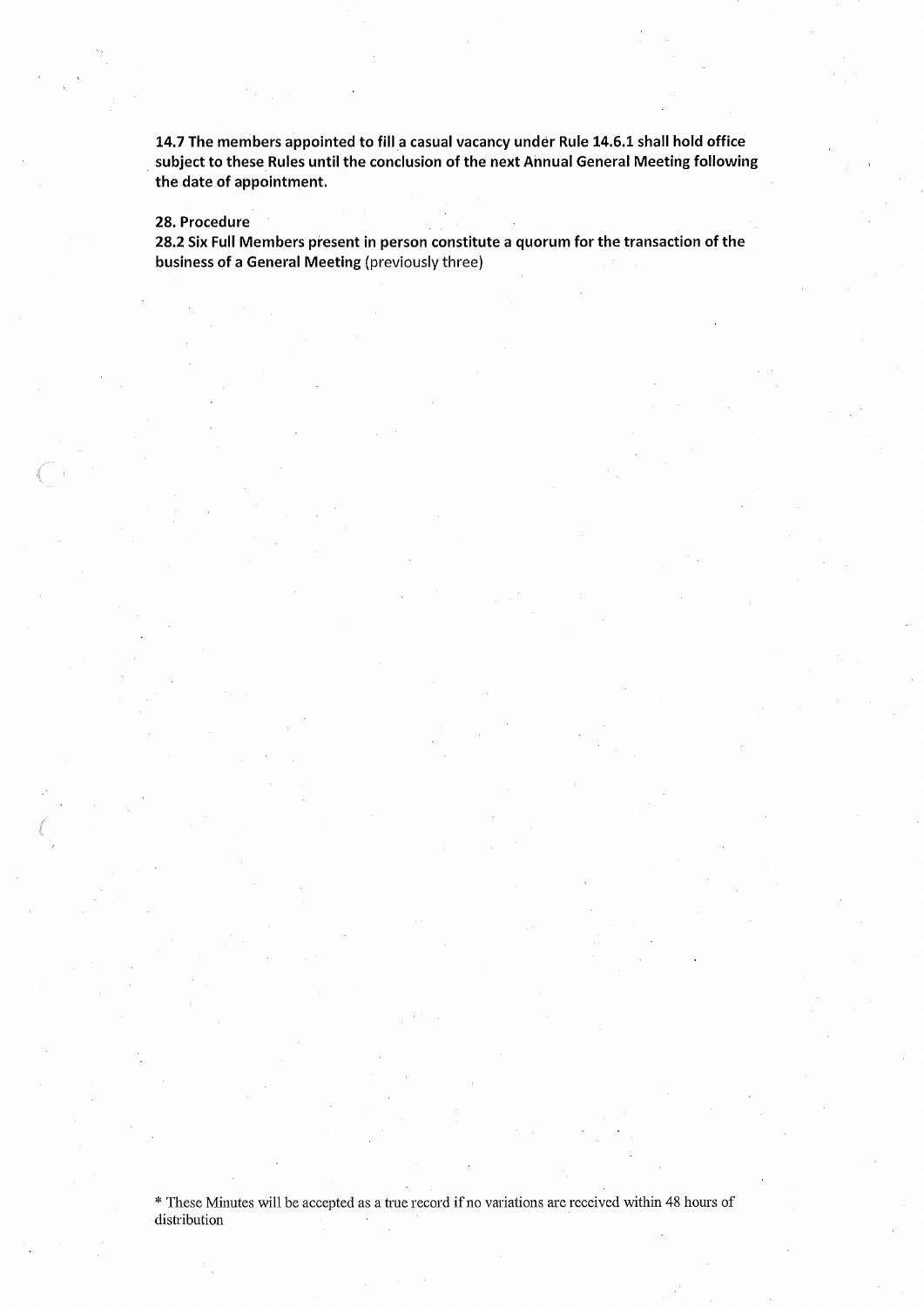**14.7 The members appointed to fill a casual vacancy under Rule 14.6.1 shall hold office subject to these Rules until the conclusion of the next Annual General Meeting following the date of appointment.**

**28. Procedure**

**28.2 Six Full Members present in person constitute a quorum for the transaction of the business of a General Meeting** (previously three)

* These Minutes will be accepted as a true record if no variations are received within 48 hours of distribution